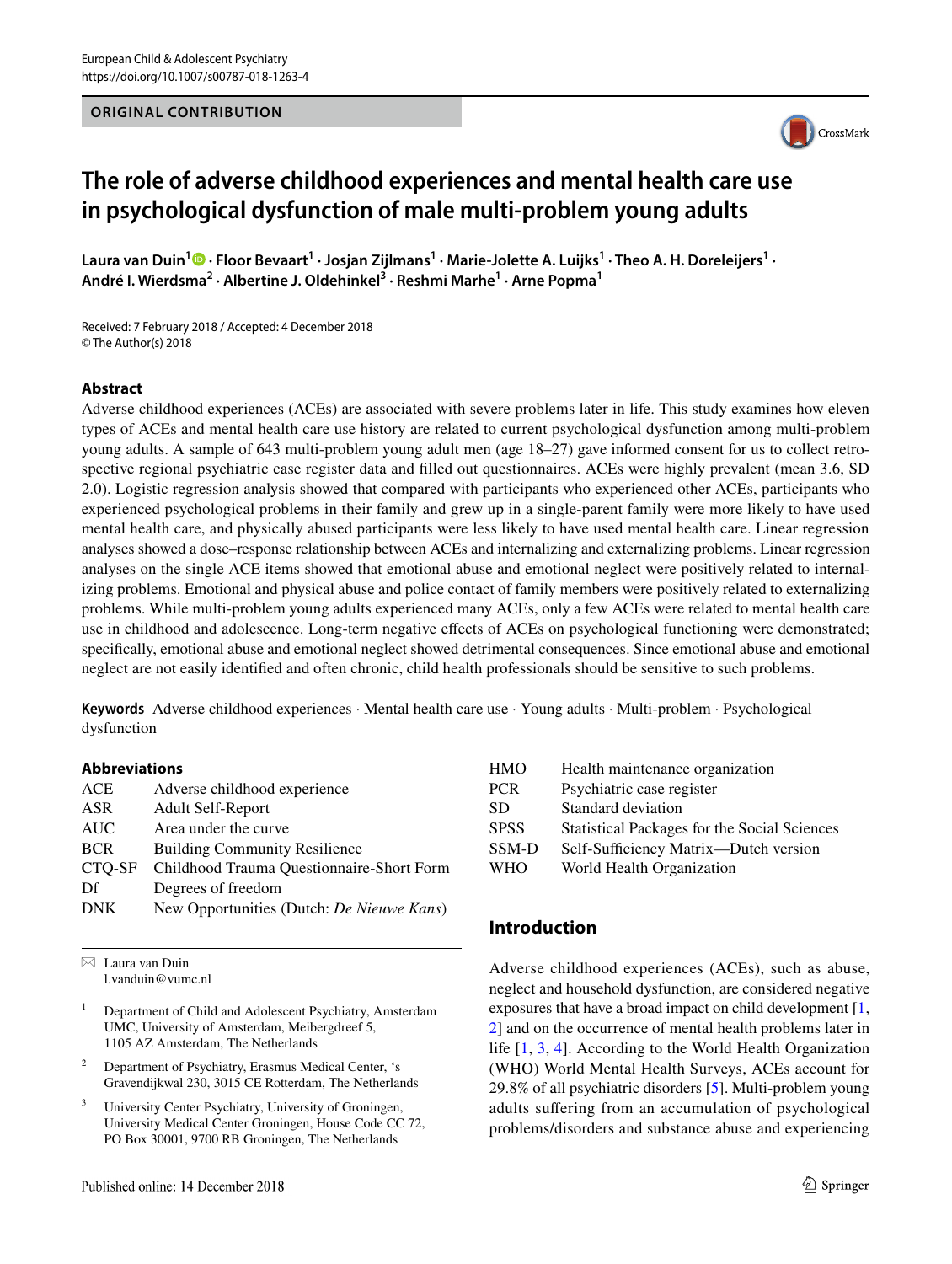European Child & Adolescent Psychiatry
https://doi.org/10.1007/s00787-018-1263-4

**ORIGINAL CONTRIBUTION**

# The role of adverse childhood experiences and mental health care use in psychological dysfunction of male multi-problem young adults

**Laura van Duin[1] · Floor Bevaart[1] · Josjan Zijlmans[1] · Marie-Jolette A. Luijks[1] · Theo A. H. Doreleijers[1] · André I. Wierdsma[2] · Albertine J. Oldehinkel[3] · Reshmi Marhe[1] · Arne Popma[1]**

Received: 7 February 2018 / Accepted: 4 December 2018
© The Author(s) 2018

## Abstract

Adverse childhood experiences (ACEs) are associated with severe problems later in life. This study examines how eleven types of ACEs and mental health care use history are related to current psychological dysfunction among multi-problem young adults. A sample of 643 multi-problem young adult men (age 18–27) gave informed consent for us to collect retrospective regional psychiatric case register data and filled out questionnaires. ACEs were highly prevalent (mean 3.6, SD 2.0). Logistic regression analysis showed that compared with participants who experienced other ACEs, participants who experienced psychological problems in their family and grew up in a single-parent family were more likely to have used mental health care, and physically abused participants were less likely to have used mental health care. Linear regression analyses showed a dose–response relationship between ACEs and internalizing and externalizing problems. Linear regression analyses on the single ACE items showed that emotional abuse and emotional neglect were positively related to internalizing problems. Emotional and physical abuse and police contact of family members were positively related to externalizing problems. While multi-problem young adults experienced many ACEs, only a few ACEs were related to mental health care use in childhood and adolescence. Long-term negative effects of ACEs on psychological functioning were demonstrated; specifically, emotional abuse and emotional neglect showed detrimental consequences. Since emotional abuse and emotional neglect are not easily identified and often chronic, child health professionals should be sensitive to such problems.

**Keywords** Adverse childhood experiences · Mental health care use · Young adults · Multi-problem · Psychological dysfunction

### Abbreviations

| | |
|---|---|
| ACE | Adverse childhood experience |
| ASR | Adult Self-Report |
| AUC | Area under the curve |
| BCR | Building Community Resilience |
| CTQ-SF | Childhood Trauma Questionnaire-Short Form |
| Df | Degrees of freedom |
| DNK | New Opportunities (Dutch: *De Nieuwe Kans*) |
| HMO | Health maintenance organization |
| PCR | Psychiatric case register |
| SD | Standard deviation |
| SPSS | Statistical Packages for the Social Sciences |
| SSM-D | Self-Sufficiency Matrix—Dutch version |
| WHO | World Health Organization |

## Introduction

Adverse childhood experiences (ACEs), such as abuse, neglect and household dysfunction, are considered negative exposures that have a broad impact on child development [1, 2] and on the occurrence of mental health problems later in life [1, 3, 4]. According to the World Health Organization (WHO) World Mental Health Surveys, ACEs account for 29.8% of all psychiatric disorders [5]. Multi-problem young adults suffering from an accumulation of psychological problems/disorders and substance abuse and experiencing

---

✉ Laura van Duin
l.vanduin@vumc.nl

[1] Department of Child and Adolescent Psychiatry, Amsterdam UMC, University of Amsterdam, Meibergdreef 5, 1105 AZ Amsterdam, The Netherlands

[2] Department of Psychiatry, Erasmus Medical Center, 's Gravendijkwal 230, 3015 CE Rotterdam, The Netherlands

[3] University Center Psychiatry, University of Groningen, University Medical Center Groningen, House Code CC 72, PO Box 30001, 9700 RB Groningen, The Netherlands

Published online: 14 December 2018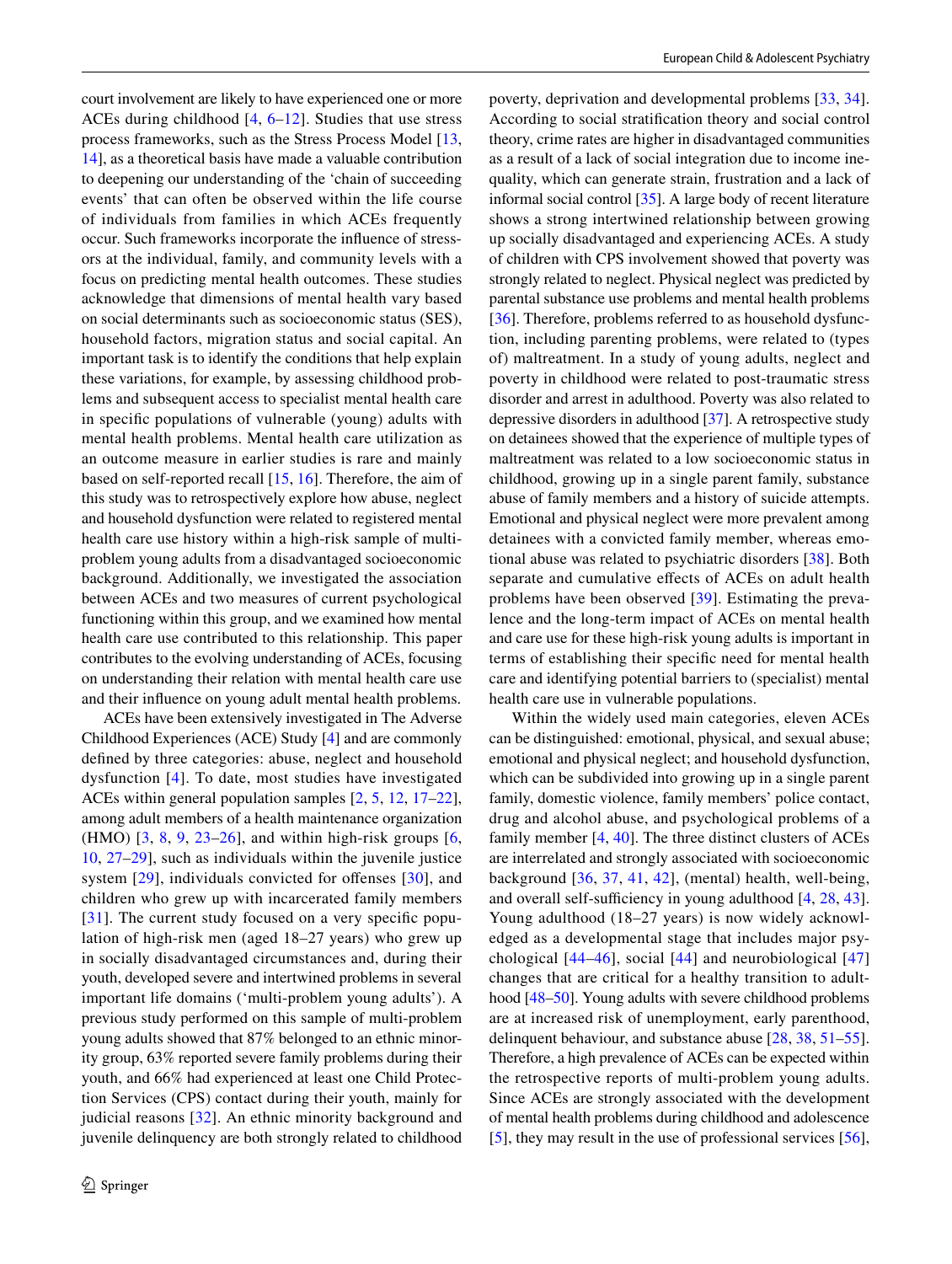court involvement are likely to have experienced one or more ACEs during childhood [4, 6–12]. Studies that use stress process frameworks, such as the Stress Process Model [13, 14], as a theoretical basis have made a valuable contribution to deepening our understanding of the 'chain of succeeding events' that can often be observed within the life course of individuals from families in which ACEs frequently occur. Such frameworks incorporate the influence of stressors at the individual, family, and community levels with a focus on predicting mental health outcomes. These studies acknowledge that dimensions of mental health vary based on social determinants such as socioeconomic status (SES), household factors, migration status and social capital. An important task is to identify the conditions that help explain these variations, for example, by assessing childhood problems and subsequent access to specialist mental health care in specific populations of vulnerable (young) adults with mental health problems. Mental health care utilization as an outcome measure in earlier studies is rare and mainly based on self-reported recall [15, 16]. Therefore, the aim of this study was to retrospectively explore how abuse, neglect and household dysfunction were related to registered mental health care use history within a high-risk sample of multi-problem young adults from a disadvantaged socioeconomic background. Additionally, we investigated the association between ACEs and two measures of current psychological functioning within this group, and we examined how mental health care use contributed to this relationship. This paper contributes to the evolving understanding of ACEs, focusing on understanding their relation with mental health care use and their influence on young adult mental health problems.

ACEs have been extensively investigated in The Adverse Childhood Experiences (ACE) Study [4] and are commonly defined by three categories: abuse, neglect and household dysfunction [4]. To date, most studies have investigated ACEs within general population samples [2, 5, 12, 17–22], among adult members of a health maintenance organization (HMO) [3, 8, 9, 23–26], and within high-risk groups [6, 10, 27–29], such as individuals within the juvenile justice system [29], individuals convicted for offenses [30], and children who grew up with incarcerated family members [31]. The current study focused on a very specific population of high-risk men (aged 18–27 years) who grew up in socially disadvantaged circumstances and, during their youth, developed severe and intertwined problems in several important life domains ('multi-problem young adults'). A previous study performed on this sample of multi-problem young adults showed that 87% belonged to an ethnic minority group, 63% reported severe family problems during their youth, and 66% had experienced at least one Child Protection Services (CPS) contact during their youth, mainly for judicial reasons [32]. An ethnic minority background and juvenile delinquency are both strongly related to childhood poverty, deprivation and developmental problems [33, 34]. According to social stratification theory and social control theory, crime rates are higher in disadvantaged communities as a result of a lack of social integration due to income inequality, which can generate strain, frustration and a lack of informal social control [35]. A large body of recent literature shows a strong intertwined relationship between growing up socially disadvantaged and experiencing ACEs. A study of children with CPS involvement showed that poverty was strongly related to neglect. Physical neglect was predicted by parental substance use problems and mental health problems [36]. Therefore, problems referred to as household dysfunction, including parenting problems, were related to (types of) maltreatment. In a study of young adults, neglect and poverty in childhood were related to post-traumatic stress disorder and arrest in adulthood. Poverty was also related to depressive disorders in adulthood [37]. A retrospective study on detainees showed that the experience of multiple types of maltreatment was related to a low socioeconomic status in childhood, growing up in a single parent family, substance abuse of family members and a history of suicide attempts. Emotional and physical neglect were more prevalent among detainees with a convicted family member, whereas emotional abuse was related to psychiatric disorders [38]. Both separate and cumulative effects of ACEs on adult health problems have been observed [39]. Estimating the prevalence and the long-term impact of ACEs on mental health and care use for these high-risk young adults is important in terms of establishing their specific need for mental health care and identifying potential barriers to (specialist) mental health care use in vulnerable populations.

Within the widely used main categories, eleven ACEs can be distinguished: emotional, physical, and sexual abuse; emotional and physical neglect; and household dysfunction, which can be subdivided into growing up in a single parent family, domestic violence, family members' police contact, drug and alcohol abuse, and psychological problems of a family member [4, 40]. The three distinct clusters of ACEs are interrelated and strongly associated with socioeconomic background [36, 37, 41, 42], (mental) health, well-being, and overall self-sufficiency in young adulthood [4, 28, 43]. Young adulthood (18–27 years) is now widely acknowledged as a developmental stage that includes major psychological [44–46], social [44] and neurobiological [47] changes that are critical for a healthy transition to adulthood [48–50]. Young adults with severe childhood problems are at increased risk of unemployment, early parenthood, delinquent behaviour, and substance abuse [28, 38, 51–55]. Therefore, a high prevalence of ACEs can be expected within the retrospective reports of multi-problem young adults. Since ACEs are strongly associated with the development of mental health problems during childhood and adolescence [5], they may result in the use of professional services [56],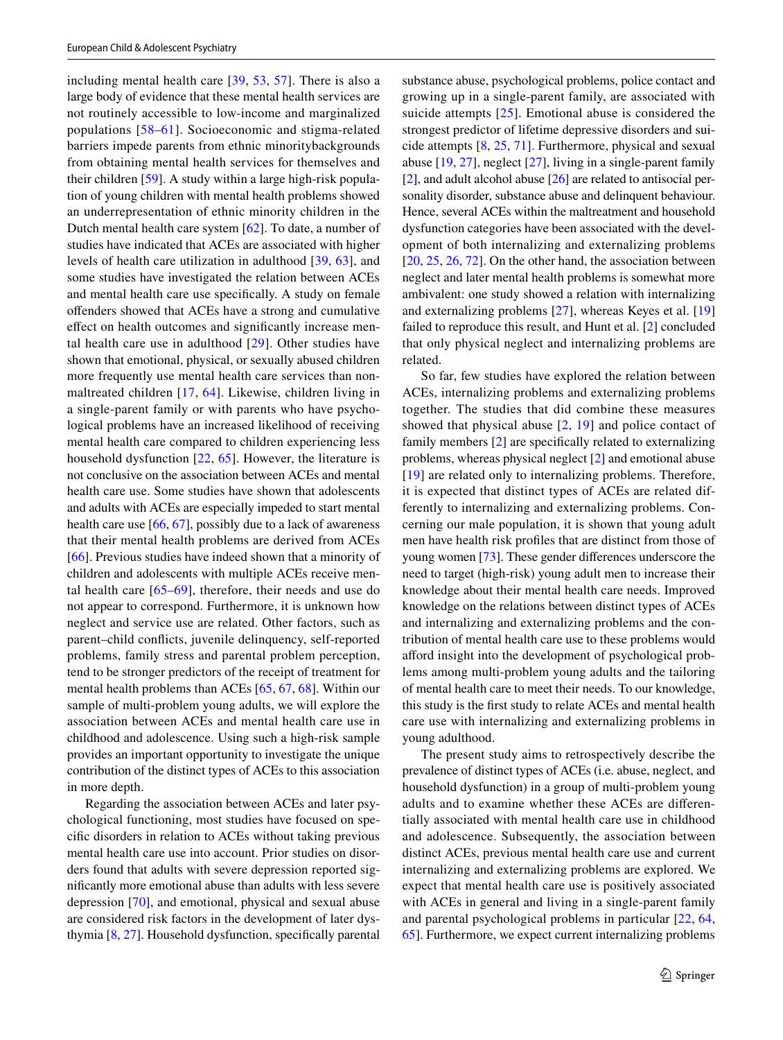including mental health care [39, 53, 57]. There is also a large body of evidence that these mental health services are not routinely accessible to low-income and marginalized populations [58–61]. Socioeconomic and stigma-related barriers impede parents from ethnic minoritybackgrounds from obtaining mental health services for themselves and their children [59]. A study within a large high-risk population of young children with mental health problems showed an underrepresentation of ethnic minority children in the Dutch mental health care system [62]. To date, a number of studies have indicated that ACEs are associated with higher levels of health care utilization in adulthood [39, 63], and some studies have investigated the relation between ACEs and mental health care use specifically. A study on female offenders showed that ACEs have a strong and cumulative effect on health outcomes and significantly increase mental health care use in adulthood [29]. Other studies have shown that emotional, physical, or sexually abused children more frequently use mental health care services than non-maltreated children [17, 64]. Likewise, children living in a single-parent family or with parents who have psychological problems have an increased likelihood of receiving mental health care compared to children experiencing less household dysfunction [22, 65]. However, the literature is not conclusive on the association between ACEs and mental health care use. Some studies have shown that adolescents and adults with ACEs are especially impeded to start mental health care use [66, 67], possibly due to a lack of awareness that their mental health problems are derived from ACEs [66]. Previous studies have indeed shown that a minority of children and adolescents with multiple ACEs receive mental health care [65–69], therefore, their needs and use do not appear to correspond. Furthermore, it is unknown how neglect and service use are related. Other factors, such as parent–child conflicts, juvenile delinquency, self-reported problems, family stress and parental problem perception, tend to be stronger predictors of the receipt of treatment for mental health problems than ACEs [65, 67, 68]. Within our sample of multi-problem young adults, we will explore the association between ACEs and mental health care use in childhood and adolescence. Using such a high-risk sample provides an important opportunity to investigate the unique contribution of the distinct types of ACEs to this association in more depth.

Regarding the association between ACEs and later psychological functioning, most studies have focused on specific disorders in relation to ACEs without taking previous mental health care use into account. Prior studies on disorders found that adults with severe depression reported significantly more emotional abuse than adults with less severe depression [70], and emotional, physical and sexual abuse are considered risk factors in the development of later dysthymia [8, 27]. Household dysfunction, specifically parental substance abuse, psychological problems, police contact and growing up in a single-parent family, are associated with suicide attempts [25]. Emotional abuse is considered the strongest predictor of lifetime depressive disorders and suicide attempts [8, 25, 71]. Furthermore, physical and sexual abuse [19, 27], neglect [27], living in a single-parent family [2], and adult alcohol abuse [26] are related to antisocial personality disorder, substance abuse and delinquent behaviour. Hence, several ACEs within the maltreatment and household dysfunction categories have been associated with the development of both internalizing and externalizing problems [20, 25, 26, 72]. On the other hand, the association between neglect and later mental health problems is somewhat more ambivalent: one study showed a relation with internalizing and externalizing problems [27], whereas Keyes et al. [19] failed to reproduce this result, and Hunt et al. [2] concluded that only physical neglect and internalizing problems are related.

So far, few studies have explored the relation between ACEs, internalizing problems and externalizing problems together. The studies that did combine these measures showed that physical abuse [2, 19] and police contact of family members [2] are specifically related to externalizing problems, whereas physical neglect [2] and emotional abuse [19] are related only to internalizing problems. Therefore, it is expected that distinct types of ACEs are related differently to internalizing and externalizing problems. Concerning our male population, it is shown that young adult men have health risk profiles that are distinct from those of young women [73]. These gender differences underscore the need to target (high-risk) young adult men to increase their knowledge about their mental health care needs. Improved knowledge on the relations between distinct types of ACEs and internalizing and externalizing problems and the contribution of mental health care use to these problems would afford insight into the development of psychological problems among multi-problem young adults and the tailoring of mental health care to meet their needs. To our knowledge, this study is the first study to relate ACEs and mental health care use with internalizing and externalizing problems in young adulthood.

The present study aims to retrospectively describe the prevalence of distinct types of ACEs (i.e. abuse, neglect, and household dysfunction) in a group of multi-problem young adults and to examine whether these ACEs are differentially associated with mental health care use in childhood and adolescence. Subsequently, the association between distinct ACEs, previous mental health care use and current internalizing and externalizing problems are explored. We expect that mental health care use is positively associated with ACEs in general and living in a single-parent family and parental psychological problems in particular [22, 64, 65]. Furthermore, we expect current internalizing problems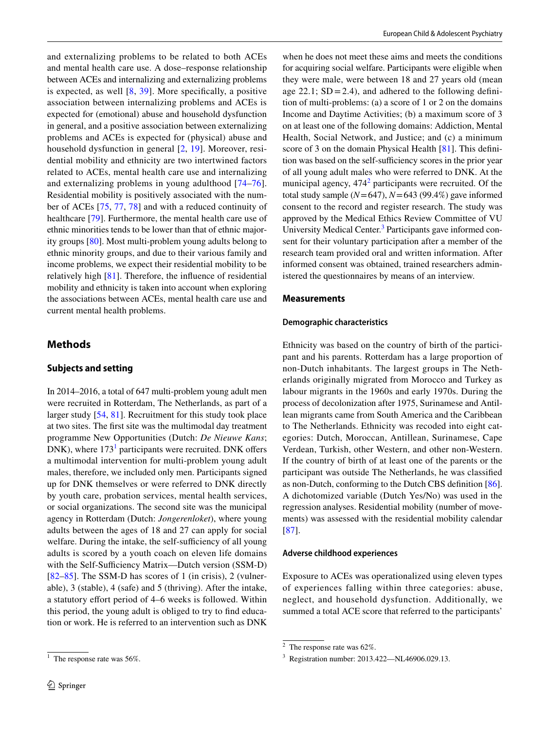and externalizing problems to be related to both ACEs and mental health care use. A dose–response relationship between ACEs and internalizing and externalizing problems is expected, as well [8, 39]. More specifically, a positive association between internalizing problems and ACEs is expected for (emotional) abuse and household dysfunction in general, and a positive association between externalizing problems and ACEs is expected for (physical) abuse and household dysfunction in general [2, 19]. Moreover, residential mobility and ethnicity are two intertwined factors related to ACEs, mental health care use and internalizing and externalizing problems in young adulthood [74–76]. Residential mobility is positively associated with the number of ACEs [75, 77, 78] and with a reduced continuity of healthcare [79]. Furthermore, the mental health care use of ethnic minorities tends to be lower than that of ethnic majority groups [80]. Most multi-problem young adults belong to ethnic minority groups, and due to their various family and income problems, we expect their residential mobility to be relatively high [81]. Therefore, the influence of residential mobility and ethnicity is taken into account when exploring the associations between ACEs, mental health care use and current mental health problems.

## Methods

### Subjects and setting

In 2014–2016, a total of 647 multi-problem young adult men were recruited in Rotterdam, The Netherlands, as part of a larger study [54, 81]. Recruitment for this study took place at two sites. The first site was the multimodal day treatment programme New Opportunities (Dutch: *De Nieuwe Kans*; DNK), where 173[1] participants were recruited. DNK offers a multimodal intervention for multi-problem young adult males, therefore, we included only men. Participants signed up for DNK themselves or were referred to DNK directly by youth care, probation services, mental health services, or social organizations. The second site was the municipal agency in Rotterdam (Dutch: *Jongerenloket*), where young adults between the ages of 18 and 27 can apply for social welfare. During the intake, the self-sufficiency of all young adults is scored by a youth coach on eleven life domains with the Self-Sufficiency Matrix—Dutch version (SSM-D) [82–85]. The SSM-D has scores of 1 (in crisis), 2 (vulnerable), 3 (stable), 4 (safe) and 5 (thriving). After the intake, a statutory effort period of 4–6 weeks is followed. Within this period, the young adult is obliged to try to find education or work. He is referred to an intervention such as DNK when he does not meet these aims and meets the conditions for acquiring social welfare. Participants were eligible when they were male, were between 18 and 27 years old (mean age 22.1; SD = 2.4), and adhered to the following definition of multi-problems: (a) a score of 1 or 2 on the domains Income and Daytime Activities; (b) a maximum score of 3 on at least one of the following domains: Addiction, Mental Health, Social Network, and Justice; and (c) a minimum score of 3 on the domain Physical Health [81]. This definition was based on the self-sufficiency scores in the prior year of all young adult males who were referred to DNK. At the municipal agency, 474[2] participants were recruited. Of the total study sample ($N = 647$), $N = 643$ (99.4%) gave informed consent to the record and register research. The study was approved by the Medical Ethics Review Committee of VU University Medical Center.[3] Participants gave informed consent for their voluntary participation after a member of the research team provided oral and written information. After informed consent was obtained, trained researchers administered the questionnaires by means of an interview.

### Measurements

#### Demographic characteristics

Ethnicity was based on the country of birth of the participant and his parents. Rotterdam has a large proportion of non-Dutch inhabitants. The largest groups in The Netherlands originally migrated from Morocco and Turkey as labour migrants in the 1960s and early 1970s. During the process of decolonization after 1975, Surinamese and Antillean migrants came from South America and the Caribbean to The Netherlands. Ethnicity was recoded into eight categories: Dutch, Moroccan, Antillean, Surinamese, Cape Verdean, Turkish, other Western, and other non-Western. If the country of birth of at least one of the parents or the participant was outside The Netherlands, he was classified as non-Dutch, conforming to the Dutch CBS definition [86]. A dichotomized variable (Dutch Yes/No) was used in the regression analyses. Residential mobility (number of movements) was assessed with the residential mobility calendar [87].

#### Adverse childhood experiences

Exposure to ACEs was operationalized using eleven types of experiences falling within three categories: abuse, neglect, and household dysfunction. Additionally, we summed a total ACE score that referred to the participants'

[1] The response rate was 56%.

[2] The response rate was 62%.

[3] Registration number: 2013.422—NL46906.029.13.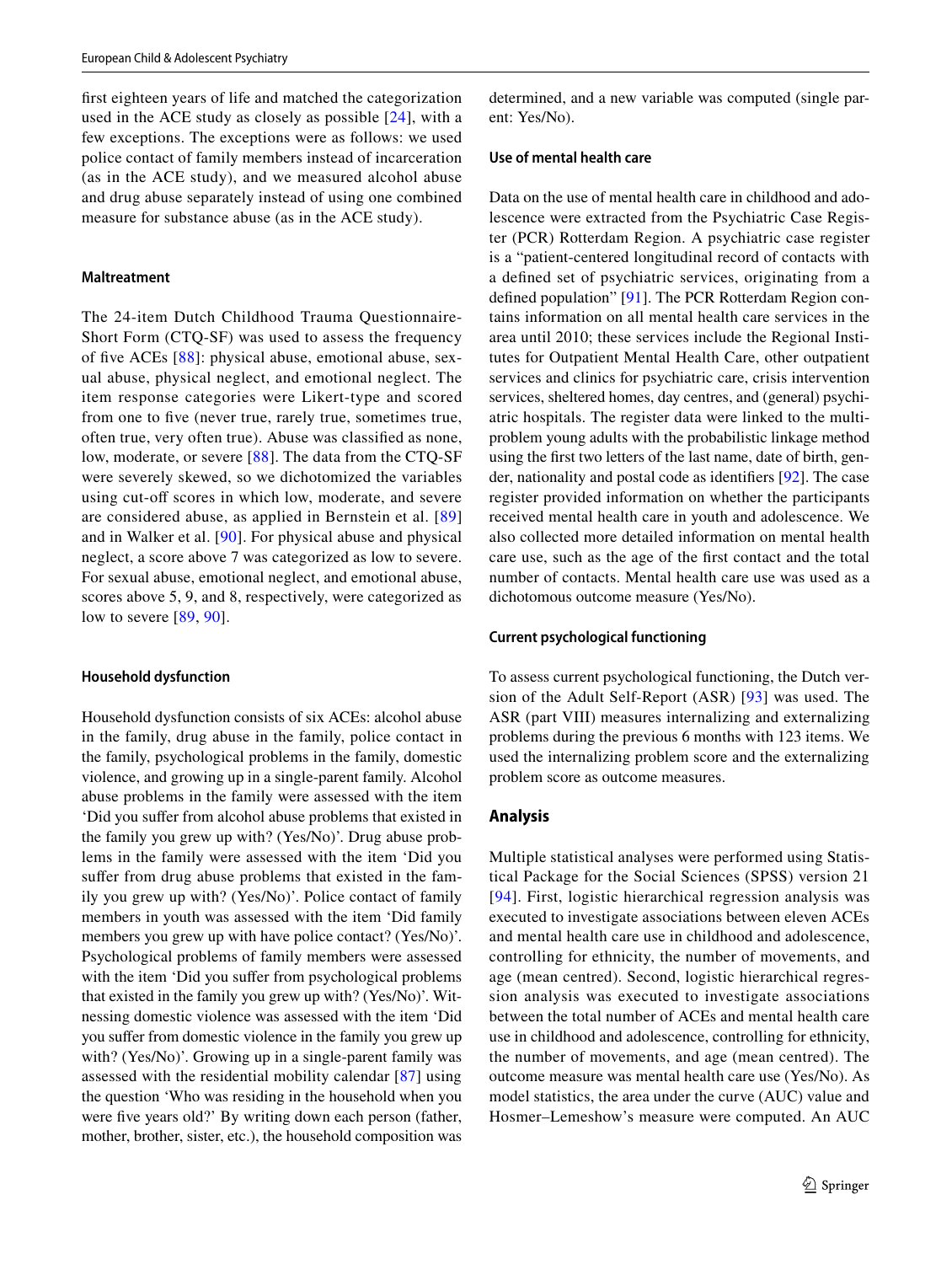first eighteen years of life and matched the categorization used in the ACE study as closely as possible [24], with a few exceptions. The exceptions were as follows: we used police contact of family members instead of incarceration (as in the ACE study), and we measured alcohol abuse and drug abuse separately instead of using one combined measure for substance abuse (as in the ACE study).

#### Maltreatment

The 24-item Dutch Childhood Trauma Questionnaire-Short Form (CTQ-SF) was used to assess the frequency of five ACEs [88]: physical abuse, emotional abuse, sexual abuse, physical neglect, and emotional neglect. The item response categories were Likert-type and scored from one to five (never true, rarely true, sometimes true, often true, very often true). Abuse was classified as none, low, moderate, or severe [88]. The data from the CTQ-SF were severely skewed, so we dichotomized the variables using cut-off scores in which low, moderate, and severe are considered abuse, as applied in Bernstein et al. [89] and in Walker et al. [90]. For physical abuse and physical neglect, a score above 7 was categorized as low to severe. For sexual abuse, emotional neglect, and emotional abuse, scores above 5, 9, and 8, respectively, were categorized as low to severe [89, 90].

#### Household dysfunction

Household dysfunction consists of six ACEs: alcohol abuse in the family, drug abuse in the family, police contact in the family, psychological problems in the family, domestic violence, and growing up in a single-parent family. Alcohol abuse problems in the family were assessed with the item 'Did you suffer from alcohol abuse problems that existed in the family you grew up with? (Yes/No)'. Drug abuse problems in the family were assessed with the item 'Did you suffer from drug abuse problems that existed in the family you grew up with? (Yes/No)'. Police contact of family members in youth was assessed with the item 'Did family members you grew up with have police contact? (Yes/No)'. Psychological problems of family members were assessed with the item 'Did you suffer from psychological problems that existed in the family you grew up with? (Yes/No)'. Witnessing domestic violence was assessed with the item 'Did you suffer from domestic violence in the family you grew up with? (Yes/No)'. Growing up in a single-parent family was assessed with the residential mobility calendar [87] using the question 'Who was residing in the household when you were five years old?' By writing down each person (father, mother, brother, sister, etc.), the household composition was determined, and a new variable was computed (single parent: Yes/No).

#### Use of mental health care

Data on the use of mental health care in childhood and adolescence were extracted from the Psychiatric Case Register (PCR) Rotterdam Region. A psychiatric case register is a "patient-centered longitudinal record of contacts with a defined set of psychiatric services, originating from a defined population" [91]. The PCR Rotterdam Region contains information on all mental health care services in the area until 2010; these services include the Regional Institutes for Outpatient Mental Health Care, other outpatient services and clinics for psychiatric care, crisis intervention services, sheltered homes, day centres, and (general) psychiatric hospitals. The register data were linked to the multi-problem young adults with the probabilistic linkage method using the first two letters of the last name, date of birth, gender, nationality and postal code as identifiers [92]. The case register provided information on whether the participants received mental health care in youth and adolescence. We also collected more detailed information on mental health care use, such as the age of the first contact and the total number of contacts. Mental health care use was used as a dichotomous outcome measure (Yes/No).

#### Current psychological functioning

To assess current psychological functioning, the Dutch version of the Adult Self-Report (ASR) [93] was used. The ASR (part VIII) measures internalizing and externalizing problems during the previous 6 months with 123 items. We used the internalizing problem score and the externalizing problem score as outcome measures.

### Analysis

Multiple statistical analyses were performed using Statistical Package for the Social Sciences (SPSS) version 21 [94]. First, logistic hierarchical regression analysis was executed to investigate associations between eleven ACEs and mental health care use in childhood and adolescence, controlling for ethnicity, the number of movements, and age (mean centred). Second, logistic hierarchical regression analysis was executed to investigate associations between the total number of ACEs and mental health care use in childhood and adolescence, controlling for ethnicity, the number of movements, and age (mean centred). The outcome measure was mental health care use (Yes/No). As model statistics, the area under the curve (AUC) value and Hosmer–Lemeshow's measure were computed. An AUC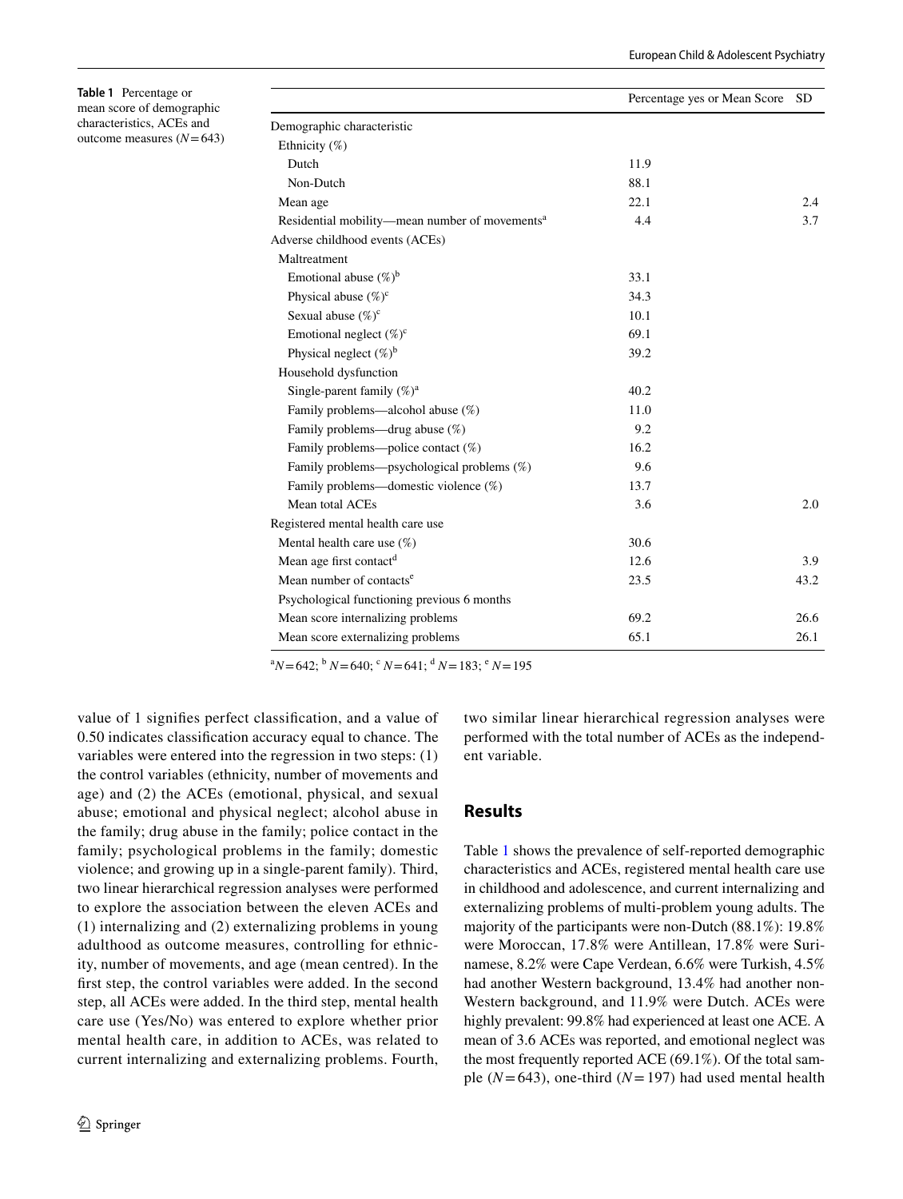**Table 1** Percentage or mean score of demographic characteristics, ACEs and outcome measures ($N=643$)

| | Percentage yes or Mean Score | SD |
|---|---|---|
| Demographic characteristic | | |
| Ethnicity (%) | | |
| Dutch | 11.9 | |
| Non-Dutch | 88.1 | |
| Mean age | 22.1 | 2.4 |
| Residential mobility—mean number of movements[a] | 4.4 | 3.7 |
| Adverse childhood events (ACEs) | | |
| Maltreatment | | |
| Emotional abuse (%)[b] | 33.1 | |
| Physical abuse (%)[c] | 34.3 | |
| Sexual abuse (%)[c] | 10.1 | |
| Emotional neglect (%)[c] | 69.1 | |
| Physical neglect (%)[b] | 39.2 | |
| Household dysfunction | | |
| Single-parent family (%)[a] | 40.2 | |
| Family problems—alcohol abuse (%) | 11.0 | |
| Family problems—drug abuse (%) | 9.2 | |
| Family problems—police contact (%) | 16.2 | |
| Family problems—psychological problems (%) | 9.6 | |
| Family problems—domestic violence (%) | 13.7 | |
| Mean total ACEs | 3.6 | 2.0 |
| Registered mental health care use | | |
| Mental health care use (%) | 30.6 | |
| Mean age first contact[d] | 12.6 | 3.9 |
| Mean number of contacts[e] | 23.5 | 43.2 |
| Psychological functioning previous 6 months | | |
| Mean score internalizing problems | 69.2 | 26.6 |
| Mean score externalizing problems | 65.1 | 26.1 |

[a] $N=642$; [b] $N=640$; [c] $N=641$; [d] $N=183$; [e] $N=195$

value of 1 signifies perfect classification, and a value of 0.50 indicates classification accuracy equal to chance. The variables were entered into the regression in two steps: (1) the control variables (ethnicity, number of movements and age) and (2) the ACEs (emotional, physical, and sexual abuse; emotional and physical neglect; alcohol abuse in the family; drug abuse in the family; police contact in the family; psychological problems in the family; domestic violence; and growing up in a single-parent family). Third, two linear hierarchical regression analyses were performed to explore the association between the eleven ACEs and (1) internalizing and (2) externalizing problems in young adulthood as outcome measures, controlling for ethnicity, number of movements, and age (mean centred). In the first step, the control variables were added. In the second step, all ACEs were added. In the third step, mental health care use (Yes/No) was entered to explore whether prior mental health care, in addition to ACEs, was related to current internalizing and externalizing problems. Fourth, two similar linear hierarchical regression analyses were performed with the total number of ACEs as the independent variable.

## Results

Table 1 shows the prevalence of self-reported demographic characteristics and ACEs, registered mental health care use in childhood and adolescence, and current internalizing and externalizing problems of multi-problem young adults. The majority of the participants were non-Dutch (88.1%): 19.8% were Moroccan, 17.8% were Antillean, 17.8% were Surinamese, 8.2% were Cape Verdean, 6.6% were Turkish, 4.5% had another Western background, 13.4% had another non-Western background, and 11.9% were Dutch. ACEs were highly prevalent: 99.8% had experienced at least one ACE. A mean of 3.6 ACEs was reported, and emotional neglect was the most frequently reported ACE (69.1%). Of the total sample ($N=643$), one-third ($N=197$) had used mental health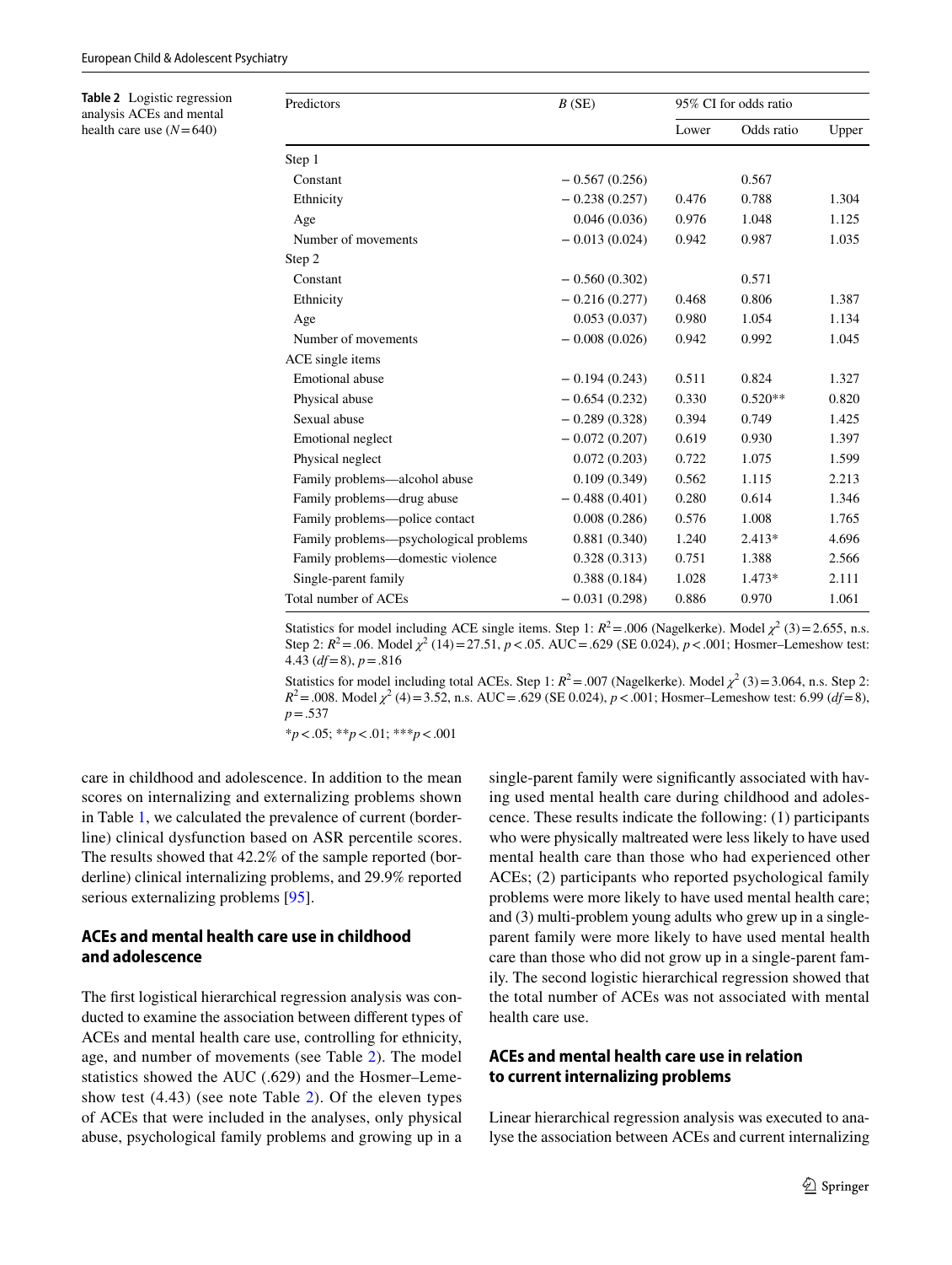**Table 2** Logistic regression analysis ACEs and mental health care use ($N = 640$)

| Predictors | $B$ (SE) | 95% CI for odds ratio | | |
|---|---|---|---|---|
| | | Lower | Odds ratio | Upper |
| Step 1 | | | | |
| Constant | − 0.567 (0.256) | | 0.567 | |
| Ethnicity | − 0.238 (0.257) | 0.476 | 0.788 | 1.304 |
| Age | 0.046 (0.036) | 0.976 | 1.048 | 1.125 |
| Number of movements | − 0.013 (0.024) | 0.942 | 0.987 | 1.035 |
| Step 2 | | | | |
| Constant | − 0.560 (0.302) | | 0.571 | |
| Ethnicity | − 0.216 (0.277) | 0.468 | 0.806 | 1.387 |
| Age | 0.053 (0.037) | 0.980 | 1.054 | 1.134 |
| Number of movements | − 0.008 (0.026) | 0.942 | 0.992 | 1.045 |
| ACE single items | | | | |
| Emotional abuse | − 0.194 (0.243) | 0.511 | 0.824 | 1.327 |
| Physical abuse | − 0.654 (0.232) | 0.330 | 0.520** | 0.820 |
| Sexual abuse | − 0.289 (0.328) | 0.394 | 0.749 | 1.425 |
| Emotional neglect | − 0.072 (0.207) | 0.619 | 0.930 | 1.397 |
| Physical neglect | 0.072 (0.203) | 0.722 | 1.075 | 1.599 |
| Family problems—alcohol abuse | 0.109 (0.349) | 0.562 | 1.115 | 2.213 |
| Family problems—drug abuse | − 0.488 (0.401) | 0.280 | 0.614 | 1.346 |
| Family problems—police contact | 0.008 (0.286) | 0.576 | 1.008 | 1.765 |
| Family problems—psychological problems | 0.881 (0.340) | 1.240 | 2.413* | 4.696 |
| Family problems—domestic violence | 0.328 (0.313) | 0.751 | 1.388 | 2.566 |
| Single-parent family | 0.388 (0.184) | 1.028 | 1.473* | 2.111 |
| Total number of ACEs | − 0.031 (0.298) | 0.886 | 0.970 | 1.061 |

Statistics for model including ACE single items. Step 1: $R^2 = .006$ (Nagelkerke). Model $\chi^2$ (3) = 2.655, n.s. Step 2: $R^2 = .06$. Model $\chi^2$ (14) = 27.51, $p < .05$. AUC = .629 (SE 0.024), $p < .001$; Hosmer–Lemeshow test: 4.43 ($df = 8$), $p = .816$

Statistics for model including total ACEs. Step 1: $R^2 = .007$ (Nagelkerke). Model $\chi^2$ (3) = 3.064, n.s. Step 2: $R^2 = .008$. Model $\chi^2$ (4) = 3.52, n.s. AUC = .629 (SE 0.024), $p < .001$; Hosmer–Lemeshow test: 6.99 ($df = 8$), $p = .537$

*$p < .05$; **$p < .01$; ***$p < .001$

care in childhood and adolescence. In addition to the mean scores on internalizing and externalizing problems shown in Table 1, we calculated the prevalence of current (borderline) clinical dysfunction based on ASR percentile scores. The results showed that 42.2% of the sample reported (borderline) clinical internalizing problems, and 29.9% reported serious externalizing problems [95].

### ACEs and mental health care use in childhood and adolescence

The first logistical hierarchical regression analysis was conducted to examine the association between different types of ACEs and mental health care use, controlling for ethnicity, age, and number of movements (see Table 2). The model statistics showed the AUC (.629) and the Hosmer–Lemeshow test (4.43) (see note Table 2). Of the eleven types of ACEs that were included in the analyses, only physical abuse, psychological family problems and growing up in a single-parent family were significantly associated with having used mental health care during childhood and adolescence. These results indicate the following: (1) participants who were physically maltreated were less likely to have used mental health care than those who had experienced other ACEs; (2) participants who reported psychological family problems were more likely to have used mental health care; and (3) multi-problem young adults who grew up in a single-parent family were more likely to have used mental health care than those who did not grow up in a single-parent family. The second logistic hierarchical regression showed that the total number of ACEs was not associated with mental health care use.

### ACEs and mental health care use in relation to current internalizing problems

Linear hierarchical regression analysis was executed to analyse the association between ACEs and current internalizing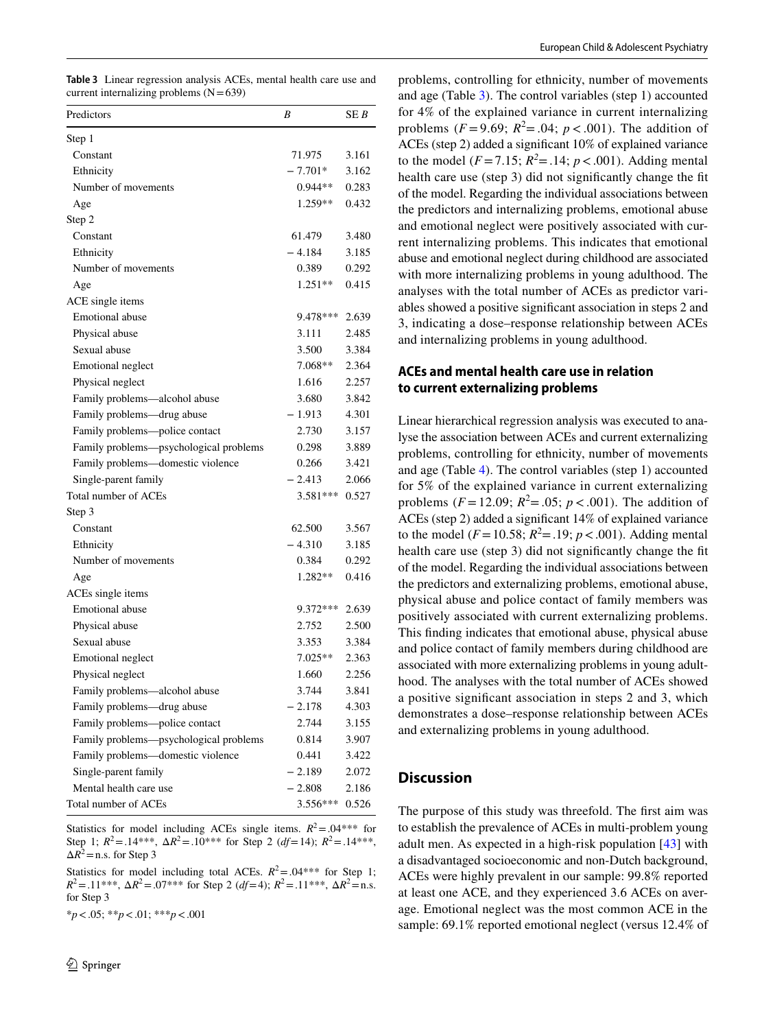**Table 3** Linear regression analysis ACEs, mental health care use and current internalizing problems (N = 639)

| Predictors | *B* | SE *B* |
|---|---|---|
| Step 1 | | |
| Constant | 71.975 | 3.161 |
| Ethnicity | − 7.701* | 3.162 |
| Number of movements | 0.944** | 0.283 |
| Age | 1.259** | 0.432 |
| Step 2 | | |
| Constant | 61.479 | 3.480 |
| Ethnicity | − 4.184 | 3.185 |
| Number of movements | 0.389 | 0.292 |
| Age | 1.251** | 0.415 |
| ACE single items | | |
| Emotional abuse | 9.478*** | 2.639 |
| Physical abuse | 3.111 | 2.485 |
| Sexual abuse | 3.500 | 3.384 |
| Emotional neglect | 7.068** | 2.364 |
| Physical neglect | 1.616 | 2.257 |
| Family problems—alcohol abuse | 3.680 | 3.842 |
| Family problems—drug abuse | − 1.913 | 4.301 |
| Family problems—police contact | 2.730 | 3.157 |
| Family problems—psychological problems | 0.298 | 3.889 |
| Family problems—domestic violence | 0.266 | 3.421 |
| Single-parent family | − 2.413 | 2.066 |
| Total number of ACEs | 3.581*** | 0.527 |
| Step 3 | | |
| Constant | 62.500 | 3.567 |
| Ethnicity | − 4.310 | 3.185 |
| Number of movements | 0.384 | 0.292 |
| Age | 1.282** | 0.416 |
| ACEs single items | | |
| Emotional abuse | 9.372*** | 2.639 |
| Physical abuse | 2.752 | 2.500 |
| Sexual abuse | 3.353 | 3.384 |
| Emotional neglect | 7.025** | 2.363 |
| Physical neglect | 1.660 | 2.256 |
| Family problems—alcohol abuse | 3.744 | 3.841 |
| Family problems—drug abuse | − 2.178 | 4.303 |
| Family problems—police contact | 2.744 | 3.155 |
| Family problems—psychological problems | 0.814 | 3.907 |
| Family problems—domestic violence | 0.441 | 3.422 |
| Single-parent family | − 2.189 | 2.072 |
| Mental health care use | − 2.808 | 2.186 |
| Total number of ACEs | 3.556*** | 0.526 |

Statistics for model including ACEs single items. $R^2 = .04$*** for Step 1; $R^2 = .14$***, $\Delta R^2 = .10$*** for Step 2 ($df = 14$); $R^2 = .14$***, $\Delta R^2 =$ n.s. for Step 3

Statistics for model including total ACEs. $R^2 = .04$*** for Step 1; $R^2 = .11$***, $\Delta R^2 = .07$*** for Step 2 ($df = 4$); $R^2 = .11$***, $\Delta R^2 =$ n.s. for Step 3

*$p < .05$; **$p < .01$; ***$p < .001$

problems, controlling for ethnicity, number of movements and age (Table 3). The control variables (step 1) accounted for 4% of the explained variance in current internalizing problems ($F = 9.69$; $R^2 = .04$; $p < .001$). The addition of ACEs (step 2) added a significant 10% of explained variance to the model ($F = 7.15$; $R^2 = .14$; $p < .001$). Adding mental health care use (step 3) did not significantly change the fit of the model. Regarding the individual associations between the predictors and internalizing problems, emotional abuse and emotional neglect were positively associated with current internalizing problems. This indicates that emotional abuse and emotional neglect during childhood are associated with more internalizing problems in young adulthood. The analyses with the total number of ACEs as predictor variables showed a positive significant association in steps 2 and 3, indicating a dose–response relationship between ACEs and internalizing problems in young adulthood.

### ACEs and mental health care use in relation to current externalizing problems

Linear hierarchical regression analysis was executed to analyse the association between ACEs and current externalizing problems, controlling for ethnicity, number of movements and age (Table 4). The control variables (step 1) accounted for 5% of the explained variance in current externalizing problems ($F = 12.09$; $R^2 = .05$; $p < .001$). The addition of ACEs (step 2) added a significant 14% of explained variance to the model ($F = 10.58$; $R^2 = .19$; $p < .001$). Adding mental health care use (step 3) did not significantly change the fit of the model. Regarding the individual associations between the predictors and externalizing problems, emotional abuse, physical abuse and police contact of family members was positively associated with current externalizing problems. This finding indicates that emotional abuse, physical abuse and police contact of family members during childhood are associated with more externalizing problems in young adulthood. The analyses with the total number of ACEs showed a positive significant association in steps 2 and 3, which demonstrates a dose–response relationship between ACEs and externalizing problems in young adulthood.

## Discussion

The purpose of this study was threefold. The first aim was to establish the prevalence of ACEs in multi-problem young adult men. As expected in a high-risk population [43] with a disadvantaged socioeconomic and non-Dutch background, ACEs were highly prevalent in our sample: 99.8% reported at least one ACE, and they experienced 3.6 ACEs on average. Emotional neglect was the most common ACE in the sample: 69.1% reported emotional neglect (versus 12.4% of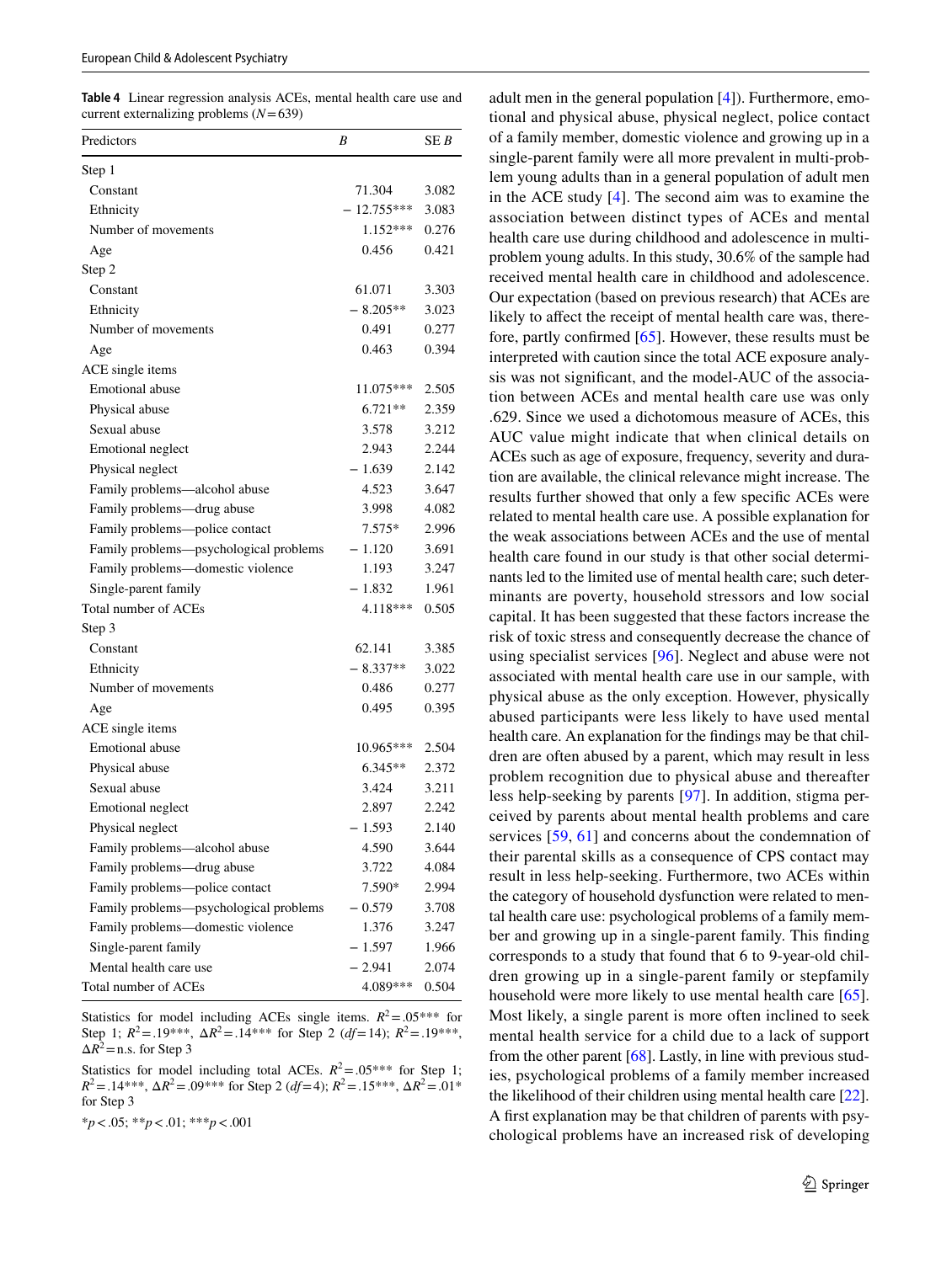**Table 4** Linear regression analysis ACEs, mental health care use and current externalizing problems (*N* = 639)

| Predictors | *B* | SE *B* |
|---|---|---|
| Step 1 | | |
| Constant | 71.304 | 3.082 |
| Ethnicity | − 12.755*** | 3.083 |
| Number of movements | 1.152*** | 0.276 |
| Age | 0.456 | 0.421 |
| Step 2 | | |
| Constant | 61.071 | 3.303 |
| Ethnicity | − 8.205** | 3.023 |
| Number of movements | 0.491 | 0.277 |
| Age | 0.463 | 0.394 |
| ACE single items | | |
| Emotional abuse | 11.075*** | 2.505 |
| Physical abuse | 6.721** | 2.359 |
| Sexual abuse | 3.578 | 3.212 |
| Emotional neglect | 2.943 | 2.244 |
| Physical neglect | − 1.639 | 2.142 |
| Family problems—alcohol abuse | 4.523 | 3.647 |
| Family problems—drug abuse | 3.998 | 4.082 |
| Family problems—police contact | 7.575* | 2.996 |
| Family problems—psychological problems | − 1.120 | 3.691 |
| Family problems—domestic violence | 1.193 | 3.247 |
| Single-parent family | − 1.832 | 1.961 |
| Total number of ACEs | 4.118*** | 0.505 |
| Step 3 | | |
| Constant | 62.141 | 3.385 |
| Ethnicity | − 8.337** | 3.022 |
| Number of movements | 0.486 | 0.277 |
| Age | 0.495 | 0.395 |
| ACE single items | | |
| Emotional abuse | 10.965*** | 2.504 |
| Physical abuse | 6.345** | 2.372 |
| Sexual abuse | 3.424 | 3.211 |
| Emotional neglect | 2.897 | 2.242 |
| Physical neglect | − 1.593 | 2.140 |
| Family problems—alcohol abuse | 4.590 | 3.644 |
| Family problems—drug abuse | 3.722 | 4.084 |
| Family problems—police contact | 7.590* | 2.994 |
| Family problems—psychological problems | − 0.579 | 3.708 |
| Family problems—domestic violence | 1.376 | 3.247 |
| Single-parent family | − 1.597 | 1.966 |
| Mental health care use | − 2.941 | 2.074 |
| Total number of ACEs | 4.089*** | 0.504 |

Statistics for model including ACEs single items. $R^2$ = .05*** for Step 1; $R^2$ = .19***, $\Delta R^2$ = .14*** for Step 2 (*df* = 14); $R^2$ = .19***, $\Delta R^2$ = n.s. for Step 3

Statistics for model including total ACEs. $R^2$ = .05*** for Step 1; $R^2$ = .14***, $\Delta R^2$ = .09*** for Step 2 (*df* = 4); $R^2$ = .15***, $\Delta R^2$ = .01* for Step 3

*$p < .05$; **$p < .01$; ***$p < .001$

adult men in the general population [4]). Furthermore, emotional and physical abuse, physical neglect, police contact of a family member, domestic violence and growing up in a single-parent family were all more prevalent in multi-problem young adults than in a general population of adult men in the ACE study [4]. The second aim was to examine the association between distinct types of ACEs and mental health care use during childhood and adolescence in multi-problem young adults. In this study, 30.6% of the sample had received mental health care in childhood and adolescence. Our expectation (based on previous research) that ACEs are likely to affect the receipt of mental health care was, therefore, partly confirmed [65]. However, these results must be interpreted with caution since the total ACE exposure analysis was not significant, and the model-AUC of the association between ACEs and mental health care use was only .629. Since we used a dichotomous measure of ACEs, this AUC value might indicate that when clinical details on ACEs such as age of exposure, frequency, severity and duration are available, the clinical relevance might increase. The results further showed that only a few specific ACEs were related to mental health care use. A possible explanation for the weak associations between ACEs and the use of mental health care found in our study is that other social determinants led to the limited use of mental health care; such determinants are poverty, household stressors and low social capital. It has been suggested that these factors increase the risk of toxic stress and consequently decrease the chance of using specialist services [96]. Neglect and abuse were not associated with mental health care use in our sample, with physical abuse as the only exception. However, physically abused participants were less likely to have used mental health care. An explanation for the findings may be that children are often abused by a parent, which may result in less problem recognition due to physical abuse and thereafter less help-seeking by parents [97]. In addition, stigma perceived by parents about mental health problems and care services [59, 61] and concerns about the condemnation of their parental skills as a consequence of CPS contact may result in less help-seeking. Furthermore, two ACEs within the category of household dysfunction were related to mental health care use: psychological problems of a family member and growing up in a single-parent family. This finding corresponds to a study that found that 6 to 9-year-old children growing up in a single-parent family or stepfamily household were more likely to use mental health care [65]. Most likely, a single parent is more often inclined to seek mental health service for a child due to a lack of support from the other parent [68]. Lastly, in line with previous studies, psychological problems of a family member increased the likelihood of their children using mental health care [22]. A first explanation may be that children of parents with psychological problems have an increased risk of developing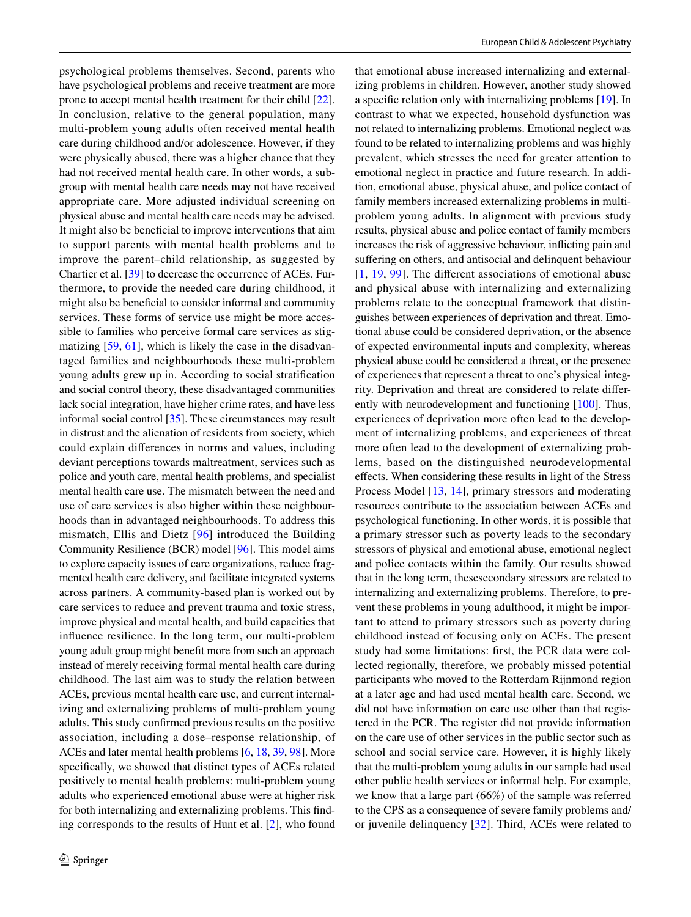psychological problems themselves. Second, parents who have psychological problems and receive treatment are more prone to accept mental health treatment for their child [22]. In conclusion, relative to the general population, many multi-problem young adults often received mental health care during childhood and/or adolescence. However, if they were physically abused, there was a higher chance that they had not received mental health care. In other words, a subgroup with mental health care needs may not have received appropriate care. More adjusted individual screening on physical abuse and mental health care needs may be advised. It might also be beneficial to improve interventions that aim to support parents with mental health problems and to improve the parent–child relationship, as suggested by Chartier et al. [39] to decrease the occurrence of ACEs. Furthermore, to provide the needed care during childhood, it might also be beneficial to consider informal and community services. These forms of service use might be more accessible to families who perceive formal care services as stigmatizing [59, 61], which is likely the case in the disadvantaged families and neighbourhoods these multi-problem young adults grew up in. According to social stratification and social control theory, these disadvantaged communities lack social integration, have higher crime rates, and have less informal social control [35]. These circumstances may result in distrust and the alienation of residents from society, which could explain differences in norms and values, including deviant perceptions towards maltreatment, services such as police and youth care, mental health problems, and specialist mental health care use. The mismatch between the need and use of care services is also higher within these neighbourhoods than in advantaged neighbourhoods. To address this mismatch, Ellis and Dietz [96] introduced the Building Community Resilience (BCR) model [96]. This model aims to explore capacity issues of care organizations, reduce fragmented health care delivery, and facilitate integrated systems across partners. A community-based plan is worked out by care services to reduce and prevent trauma and toxic stress, improve physical and mental health, and build capacities that influence resilience. In the long term, our multi-problem young adult group might benefit more from such an approach instead of merely receiving formal mental health care during childhood. The last aim was to study the relation between ACEs, previous mental health care use, and current internalizing and externalizing problems of multi-problem young adults. This study confirmed previous results on the positive association, including a dose–response relationship, of ACEs and later mental health problems [6, 18, 39, 98]. More specifically, we showed that distinct types of ACEs related positively to mental health problems: multi-problem young adults who experienced emotional abuse were at higher risk for both internalizing and externalizing problems. This finding corresponds to the results of Hunt et al. [2], who found that emotional abuse increased internalizing and externalizing problems in children. However, another study showed a specific relation only with internalizing problems [19]. In contrast to what we expected, household dysfunction was not related to internalizing problems. Emotional neglect was found to be related to internalizing problems and was highly prevalent, which stresses the need for greater attention to emotional neglect in practice and future research. In addition, emotional abuse, physical abuse, and police contact of family members increased externalizing problems in multi-problem young adults. In alignment with previous study results, physical abuse and police contact of family members increases the risk of aggressive behaviour, inflicting pain and suffering on others, and antisocial and delinquent behaviour [1, 19, 99]. The different associations of emotional abuse and physical abuse with internalizing and externalizing problems relate to the conceptual framework that distinguishes between experiences of deprivation and threat. Emotional abuse could be considered deprivation, or the absence of expected environmental inputs and complexity, whereas physical abuse could be considered a threat, or the presence of experiences that represent a threat to one's physical integrity. Deprivation and threat are considered to relate differently with neurodevelopment and functioning [100]. Thus, experiences of deprivation more often lead to the development of internalizing problems, and experiences of threat more often lead to the development of externalizing problems, based on the distinguished neurodevelopmental effects. When considering these results in light of the Stress Process Model [13, 14], primary stressors and moderating resources contribute to the association between ACEs and psychological functioning. In other words, it is possible that a primary stressor such as poverty leads to the secondary stressors of physical and emotional abuse, emotional neglect and police contacts within the family. Our results showed that in the long term, thesesecondary stressors are related to internalizing and externalizing problems. Therefore, to prevent these problems in young adulthood, it might be important to attend to primary stressors such as poverty during childhood instead of focusing only on ACEs. The present study had some limitations: first, the PCR data were collected regionally, therefore, we probably missed potential participants who moved to the Rotterdam Rijnmond region at a later age and had used mental health care. Second, we did not have information on care use other than that registered in the PCR. The register did not provide information on the care use of other services in the public sector such as school and social service care. However, it is highly likely that the multi-problem young adults in our sample had used other public health services or informal help. For example, we know that a large part (66%) of the sample was referred to the CPS as a consequence of severe family problems and/or juvenile delinquency [32]. Third, ACEs were related to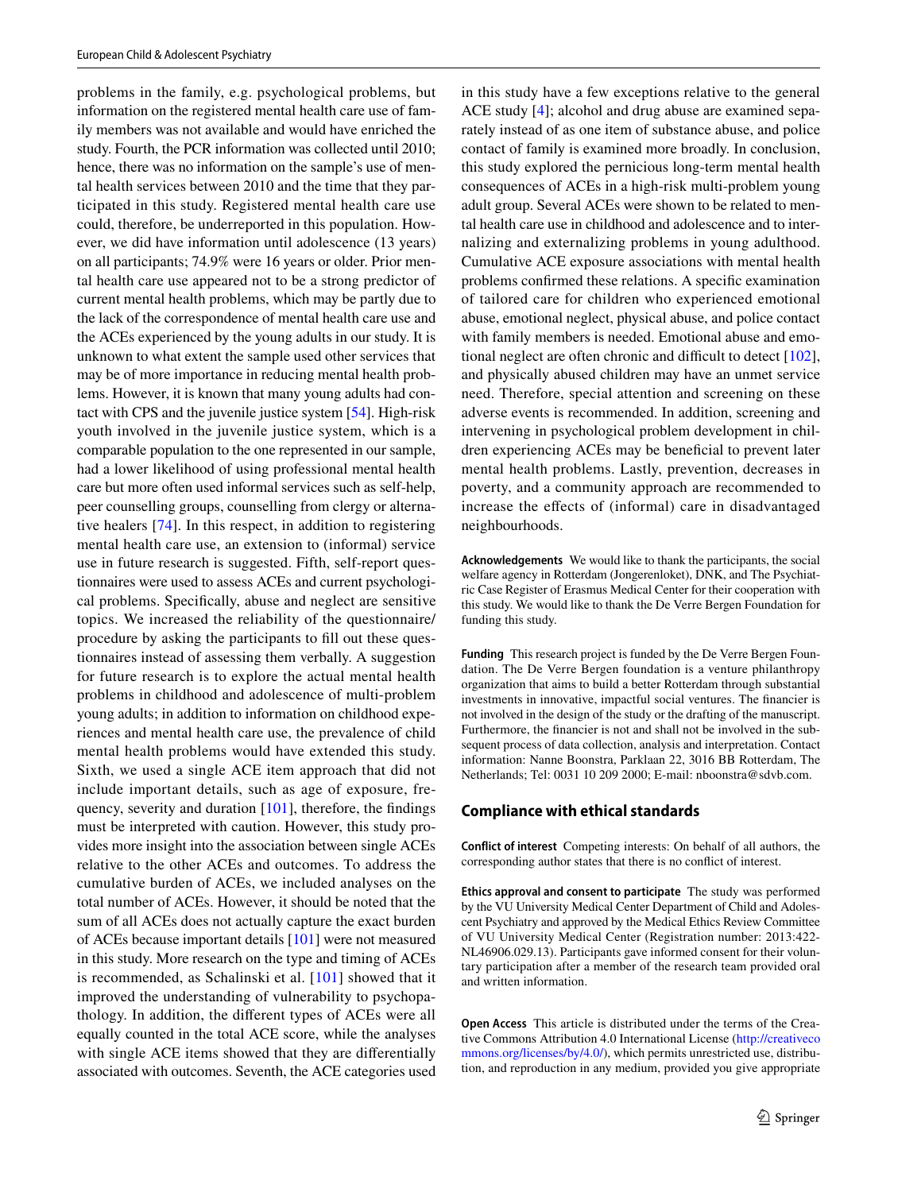problems in the family, e.g. psychological problems, but information on the registered mental health care use of family members was not available and would have enriched the study. Fourth, the PCR information was collected until 2010; hence, there was no information on the sample's use of mental health services between 2010 and the time that they participated in this study. Registered mental health care use could, therefore, be underreported in this population. However, we did have information until adolescence (13 years) on all participants; 74.9% were 16 years or older. Prior mental health care use appeared not to be a strong predictor of current mental health problems, which may be partly due to the lack of the correspondence of mental health care use and the ACEs experienced by the young adults in our study. It is unknown to what extent the sample used other services that may be of more importance in reducing mental health problems. However, it is known that many young adults had contact with CPS and the juvenile justice system [54]. High-risk youth involved in the juvenile justice system, which is a comparable population to the one represented in our sample, had a lower likelihood of using professional mental health care but more often used informal services such as self-help, peer counselling groups, counselling from clergy or alternative healers [74]. In this respect, in addition to registering mental health care use, an extension to (informal) service use in future research is suggested. Fifth, self-report questionnaires were used to assess ACEs and current psychological problems. Specifically, abuse and neglect are sensitive topics. We increased the reliability of the questionnaire/procedure by asking the participants to fill out these questionnaires instead of assessing them verbally. A suggestion for future research is to explore the actual mental health problems in childhood and adolescence of multi-problem young adults; in addition to information on childhood experiences and mental health care use, the prevalence of child mental health problems would have extended this study. Sixth, we used a single ACE item approach that did not include important details, such as age of exposure, frequency, severity and duration [101], therefore, the findings must be interpreted with caution. However, this study provides more insight into the association between single ACEs relative to the other ACEs and outcomes. To address the cumulative burden of ACEs, we included analyses on the total number of ACEs. However, it should be noted that the sum of all ACEs does not actually capture the exact burden of ACEs because important details [101] were not measured in this study. More research on the type and timing of ACEs is recommended, as Schalinski et al. [101] showed that it improved the understanding of vulnerability to psychopathology. In addition, the different types of ACEs were all equally counted in the total ACE score, while the analyses with single ACE items showed that they are differentially associated with outcomes. Seventh, the ACE categories used in this study have a few exceptions relative to the general ACE study [4]; alcohol and drug abuse are examined separately instead of as one item of substance abuse, and police contact of family is examined more broadly. In conclusion, this study explored the pernicious long-term mental health consequences of ACEs in a high-risk multi-problem young adult group. Several ACEs were shown to be related to mental health care use in childhood and adolescence and to internalizing and externalizing problems in young adulthood. Cumulative ACE exposure associations with mental health problems confirmed these relations. A specific examination of tailored care for children who experienced emotional abuse, emotional neglect, physical abuse, and police contact with family members is needed. Emotional abuse and emotional neglect are often chronic and difficult to detect [102], and physically abused children may have an unmet service need. Therefore, special attention and screening on these adverse events is recommended. In addition, screening and intervening in psychological problem development in children experiencing ACEs may be beneficial to prevent later mental health problems. Lastly, prevention, decreases in poverty, and a community approach are recommended to increase the effects of (informal) care in disadvantaged neighbourhoods.

**Acknowledgements** We would like to thank the participants, the social welfare agency in Rotterdam (Jongerenloket), DNK, and The Psychiatric Case Register of Erasmus Medical Center for their cooperation with this study. We would like to thank the De Verre Bergen Foundation for funding this study.

**Funding** This research project is funded by the De Verre Bergen Foundation. The De Verre Bergen foundation is a venture philanthropy organization that aims to build a better Rotterdam through substantial investments in innovative, impactful social ventures. The financier is not involved in the design of the study or the drafting of the manuscript. Furthermore, the financier is not and shall not be involved in the subsequent process of data collection, analysis and interpretation. Contact information: Nanne Boonstra, Parklaan 22, 3016 BB Rotterdam, The Netherlands; Tel: 0031 10 209 2000; E-mail: nboonstra@sdvb.com.

## Compliance with ethical standards

**Conflict of interest** Competing interests: On behalf of all authors, the corresponding author states that there is no conflict of interest.

**Ethics approval and consent to participate** The study was performed by the VU University Medical Center Department of Child and Adolescent Psychiatry and approved by the Medical Ethics Review Committee of VU University Medical Center (Registration number: 2013:422-NL46906.029.13). Participants gave informed consent for their voluntary participation after a member of the research team provided oral and written information.

**Open Access** This article is distributed under the terms of the Creative Commons Attribution 4.0 International License (http://creativecommons.org/licenses/by/4.0/), which permits unrestricted use, distribution, and reproduction in any medium, provided you give appropriate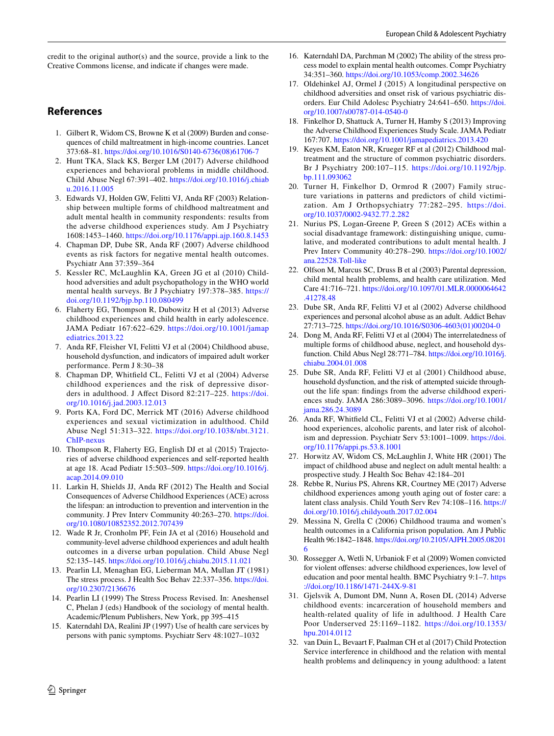credit to the original author(s) and the source, provide a link to the Creative Commons license, and indicate if changes were made.

## References

1. Gilbert R, Widom CS, Browne K et al (2009) Burden and consequences of child maltreatment in high-income countries. Lancet 373:68–81. https://doi.org/10.1016/S0140-6736(08)61706-7
2. Hunt TKA, Slack KS, Berger LM (2017) Adverse childhood experiences and behavioral problems in middle childhood. Child Abuse Negl 67:391–402. https://doi.org/10.1016/j.chiabu.2016.11.005
3. Edwards VJ, Holden GW, Felitti VJ, Anda RF (2003) Relationship between multiple forms of childhood maltreatment and adult mental health in community respondents: results from the adverse childhood experiences study. Am J Psychiatry 1608:1453–1460. https://doi.org/10.1176/appi.ajp.160.8.1453
4. Chapman DP, Dube SR, Anda RF (2007) Adverse childhood events as risk factors for negative mental health outcomes. Psychiatr Ann 37:359–364
5. Kessler RC, McLaughlin KA, Green JG et al (2010) Childhood adversities and adult psychopathology in the WHO world mental health surveys. Br J Psychiatry 197:378–385. https://doi.org/10.1192/bjp.bp.110.080499
6. Flaherty EG, Thompson R, Dubowitz H et al (2013) Adverse childhood experiences and child health in early adolescence. JAMA Pediatr 167:622–629. https://doi.org/10.1001/jamapediatrics.2013.22
7. Anda RF, Fleisher VI, Felitti VJ et al (2004) Childhood abuse, household dysfunction, and indicators of impaired adult worker performance. Perm J 8:30–38
8. Chapman DP, Whitfield CL, Felitti VJ et al (2004) Adverse childhood experiences and the risk of depressive disorders in adulthood. J Affect Disord 82:217–225. https://doi.org/10.1016/j.jad.2003.12.013
9. Ports KA, Ford DC, Merrick MT (2016) Adverse childhood experiences and sexual victimization in adulthood. Child Abuse Negl 51:313–322. https://doi.org/10.1038/nbt.3121.ChIP-nexus
10. Thompson R, Flaherty EG, English DJ et al (2015) Trajectories of adverse childhood experiences and self-reported health at age 18. Acad Pediatr 15:503–509. https://doi.org/10.1016/j.acap.2014.09.010
11. Larkin H, Shields JJ, Anda RF (2012) The Health and Social Consequences of Adverse Childhood Experiences (ACE) across the lifespan: an introduction to prevention and intervention in the community. J Prev Interv Community 40:263–270. https://doi.org/10.1080/10852352.2012.707439
12. Wade R Jr, Cronholm PF, Fein JA et al (2016) Household and community-level adverse childhood experiences and adult health outcomes in a diverse urban population. Child Abuse Negl 52:135–145. https://doi.org/10.1016/j.chiabu.2015.11.021
13. Pearlin LI, Menaghan EG, Lieberman MA, Mullan JT (1981) The stress process. J Health Soc Behav 22:337–356. https://doi.org/10.2307/2136676
14. Pearlin LI (1999) The Stress Process Revised. In: Aneshensel C, Phelan J (eds) Handbook of the sociology of mental health. Academic/Plenum Publishers, New York, pp 395–415
15. Katerndahl DA, Realini JP (1997) Use of health care services by persons with panic symptoms. Psychiatr Serv 48:1027–1032
16. Katerndahl DA, Parchman M (2002) The ability of the stress process model to explain mental health outcomes. Compr Psychiatry 34:351–360. https://doi.org/10.1053/comp.2002.34626
17. Oldehinkel AJ, Ormel J (2015) A longitudinal perspective on childhood adversities and onset risk of various psychiatric disorders. Eur Child Adolesc Psychiatry 24:641–650. https://doi.org/10.1007/s00787-014-0540-0
18. Finkelhor D, Shattuck A, Turner H, Hamby S (2013) Improving the Adverse Childhood Experiences Study Scale. JAMA Pediatr 167:707. https://doi.org/10.1001/jamapediatrics.2013.420
19. Keyes KM, Eaton NR, Krueger RF et al (2012) Childhood maltreatment and the structure of common psychiatric disorders. Br J Psychiatry 200:107–115. https://doi.org/10.1192/bjp.bp.111.093062
20. Turner H, Finkelhor D, Ormrod R (2007) Family structure variations in patterns and predictors of child victimization. Am J Orthopsychiatry 77:282–295. https://doi.org/10.1037/0002-9432.77.2.282
21. Nurius PS, Logan-Greene P, Green S (2012) ACEs within a social disadvantage framework: distinguishing unique, cumulative, and moderated contributions to adult mental health. J Prev Interv Community 40:278–290. https://doi.org/10.1002/ana.22528.Toll-like
22. Olfson M, Marcus SC, Druss B et al (2003) Parental depression, child mental health problems, and health care utilization. Med Care 41:716–721. https://doi.org/10.1097/01.MLR.0000064642.41278.48
23. Dube SR, Anda RF, Felitti VJ et al (2002) Adverse childhood experiences and personal alcohol abuse as an adult. Addict Behav 27:713–725. https://doi.org/10.1016/S0306-4603(01)00204-0
24. Dong M, Anda RF, Felitti VJ et al (2004) The interrelatedness of multiple forms of childhood abuse, neglect, and household dysfunction. Child Abus Negl 28:771–784. https://doi.org/10.1016/j.chiabu.2004.01.008
25. Dube SR, Anda RF, Felitti VJ et al (2001) Childhood abuse, household dysfunction, and the risk of attempted suicide throughout the life span: findings from the adverse childhood experiences study. JAMA 286:3089–3096. https://doi.org/10.1001/jama.286.24.3089
26. Anda RF, Whitfield CL, Felitti VJ et al (2002) Adverse childhood experiences, alcoholic parents, and later risk of alcoholism and depression. Psychiatr Serv 53:1001–1009. https://doi.org/10.1176/appi.ps.53.8.1001
27. Horwitz AV, Widom CS, McLaughlin J, White HR (2001) The impact of childhood abuse and neglect on adult mental health: a prospective study. J Health Soc Behav 42:184–201
28. Rebbe R, Nurius PS, Ahrens KR, Courtney ME (2017) Adverse childhood experiences among youth aging out of foster care: a latent class analysis. Child Youth Serv Rev 74:108–116. https://doi.org/10.1016/j.childyouth.2017.02.004
29. Messina N, Grella C (2006) Childhood trauma and women's health outcomes in a California prison population. Am J Public Health 96:1842–1848. https://doi.org/10.2105/AJPH.2005.082016
30. Rossegger A, Wetli N, Urbaniok F et al (2009) Women convicted for violent offenses: adverse childhood experiences, low level of education and poor mental health. BMC Psychiatry 9:1–7. https://doi.org/10.1186/1471-244X-9-81
31. Gjelsvik A, Dumont DM, Nunn A, Rosen DL (2014) Adverse childhood events: incarceration of household members and health-related quality of life in adulthood. J Health Care Poor Underserved 25:1169–1182. https://doi.org/10.1353/hpu.2014.0112
32. van Duin L, Bevaart F, Paalman CH et al (2017) Child Protection Service interference in childhood and the relation with mental health problems and delinquency in young adulthood: a latent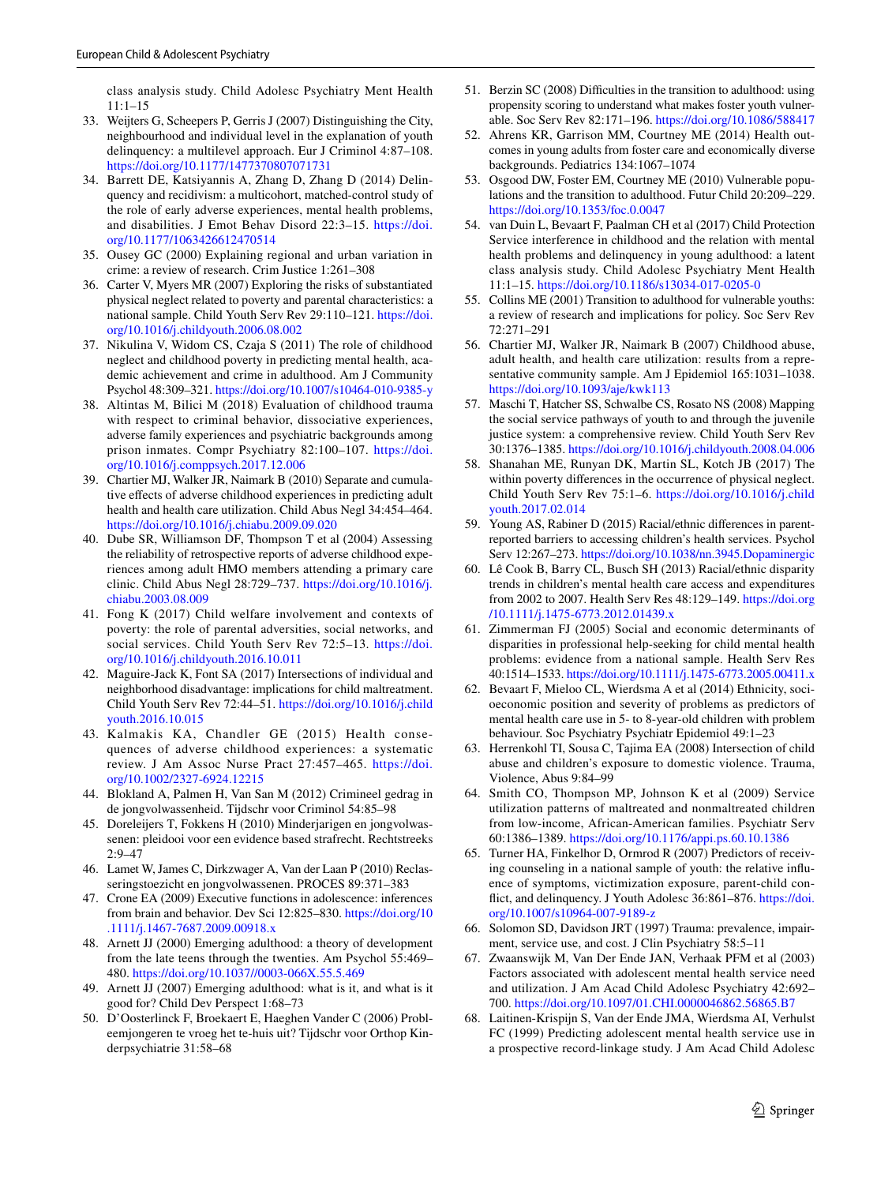class analysis study. Child Adolesc Psychiatry Ment Health 11:1–15

33. Weijters G, Scheepers P, Gerris J (2007) Distinguishing the City, neighbourhood and individual level in the explanation of youth delinquency: a multilevel approach. Eur J Criminol 4:87–108. https://doi.org/10.1177/1477370807071731
34. Barrett DE, Katsiyannis A, Zhang D, Zhang D (2014) Delinquency and recidivism: a multicohort, matched-control study of the role of early adverse experiences, mental health problems, and disabilities. J Emot Behav Disord 22:3–15. https://doi.org/10.1177/1063426612470514
35. Ousey GC (2000) Explaining regional and urban variation in crime: a review of research. Crim Justice 1:261–308
36. Carter V, Myers MR (2007) Exploring the risks of substantiated physical neglect related to poverty and parental characteristics: a national sample. Child Youth Serv Rev 29:110–121. https://doi.org/10.1016/j.childyouth.2006.08.002
37. Nikulina V, Widom CS, Czaja S (2011) The role of childhood neglect and childhood poverty in predicting mental health, academic achievement and crime in adulthood. Am J Community Psychol 48:309–321. https://doi.org/10.1007/s10464-010-9385-y
38. Altintas M, Bilici M (2018) Evaluation of childhood trauma with respect to criminal behavior, dissociative experiences, adverse family experiences and psychiatric backgrounds among prison inmates. Compr Psychiatry 82:100–107. https://doi.org/10.1016/j.comppsych.2017.12.006
39. Chartier MJ, Walker JR, Naimark B (2010) Separate and cumulative effects of adverse childhood experiences in predicting adult health and health care utilization. Child Abus Negl 34:454–464. https://doi.org/10.1016/j.chiabu.2009.09.020
40. Dube SR, Williamson DF, Thompson T et al (2004) Assessing the reliability of retrospective reports of adverse childhood experiences among adult HMO members attending a primary care clinic. Child Abus Negl 28:729–737. https://doi.org/10.1016/j.chiabu.2003.08.009
41. Fong K (2017) Child welfare involvement and contexts of poverty: the role of parental adversities, social networks, and social services. Child Youth Serv Rev 72:5–13. https://doi.org/10.1016/j.childyouth.2016.10.011
42. Maguire-Jack K, Font SA (2017) Intersections of individual and neighborhood disadvantage: implications for child maltreatment. Child Youth Serv Rev 72:44–51. https://doi.org/10.1016/j.childyouth.2016.10.015
43. Kalmakis KA, Chandler GE (2015) Health consequences of adverse childhood experiences: a systematic review. J Am Assoc Nurse Pract 27:457–465. https://doi.org/10.1002/2327-6924.12215
44. Blokland A, Palmen H, Van San M (2012) Crimineel gedrag in de jongvolwassenheid. Tijdschr voor Criminol 54:85–98
45. Doreleijers T, Fokkens H (2010) Minderjarigen en jongvolwassenen: pleidooi voor een evidence based strafrecht. Rechtstreeks 2:9–47
46. Lamet W, James C, Dirkzwager A, Van der Laan P (2010) Reclasseringstoezicht en jongvolwassenen. PROCES 89:371–383
47. Crone EA (2009) Executive functions in adolescence: inferences from brain and behavior. Dev Sci 12:825–830. https://doi.org/10.1111/j.1467-7687.2009.00918.x
48. Arnett JJ (2000) Emerging adulthood: a theory of development from the late teens through the twenties. Am Psychol 55:469–480. https://doi.org/10.1037//0003-066X.55.5.469
49. Arnett JJ (2007) Emerging adulthood: what is it, and what is it good for? Child Dev Perspect 1:68–73
50. D'Oosterlinck F, Broekaert E, Haeghen Vander C (2006) Probleemjongeren te vroeg het te-huis uit? Tijdschr voor Orthop Kinderpsychiatrie 31:58–68
51. Berzin SC (2008) Difficulties in the transition to adulthood: using propensity scoring to understand what makes foster youth vulnerable. Soc Serv Rev 82:171–196. https://doi.org/10.1086/588417
52. Ahrens KR, Garrison MM, Courtney ME (2014) Health outcomes in young adults from foster care and economically diverse backgrounds. Pediatrics 134:1067–1074
53. Osgood DW, Foster EM, Courtney ME (2010) Vulnerable populations and the transition to adulthood. Futur Child 20:209–229. https://doi.org/10.1353/foc.0.0047
54. van Duin L, Bevaart F, Paalman CH et al (2017) Child Protection Service interference in childhood and the relation with mental health problems and delinquency in young adulthood: a latent class analysis study. Child Adolesc Psychiatry Ment Health 11:1–15. https://doi.org/10.1186/s13034-017-0205-0
55. Collins ME (2001) Transition to adulthood for vulnerable youths: a review of research and implications for policy. Soc Serv Rev 72:271–291
56. Chartier MJ, Walker JR, Naimark B (2007) Childhood abuse, adult health, and health care utilization: results from a representative community sample. Am J Epidemiol 165:1031–1038. https://doi.org/10.1093/aje/kwk113
57. Maschi T, Hatcher SS, Schwalbe CS, Rosato NS (2008) Mapping the social service pathways of youth to and through the juvenile justice system: a comprehensive review. Child Youth Serv Rev 30:1376–1385. https://doi.org/10.1016/j.childyouth.2008.04.006
58. Shanahan ME, Runyan DK, Martin SL, Kotch JB (2017) The within poverty differences in the occurrence of physical neglect. Child Youth Serv Rev 75:1–6. https://doi.org/10.1016/j.childyouth.2017.02.014
59. Young AS, Rabiner D (2015) Racial/ethnic differences in parent-reported barriers to accessing children's health services. Psychol Serv 12:267–273. https://doi.org/10.1038/nn.3945.Dopaminergic
60. Lê Cook B, Barry CL, Busch SH (2013) Racial/ethnic disparity trends in children's mental health care access and expenditures from 2002 to 2007. Health Serv Res 48:129–149. https://doi.org/10.1111/j.1475-6773.2012.01439.x
61. Zimmerman FJ (2005) Social and economic determinants of disparities in professional help-seeking for child mental health problems: evidence from a national sample. Health Serv Res 40:1514–1533. https://doi.org/10.1111/j.1475-6773.2005.00411.x
62. Bevaart F, Mieloo CL, Wierdsma A et al (2014) Ethnicity, socioeconomic position and severity of problems as predictors of mental health care use in 5- to 8-year-old children with problem behaviour. Soc Psychiatry Psychiatr Epidemiol 49:1–23
63. Herrenkohl TI, Sousa C, Tajima EA (2008) Intersection of child abuse and children's exposure to domestic violence. Trauma, Violence, Abus 9:84–99
64. Smith CO, Thompson MP, Johnson K et al (2009) Service utilization patterns of maltreated and nonmaltreated children from low-income, African-American families. Psychiatr Serv 60:1386–1389. https://doi.org/10.1176/appi.ps.60.10.1386
65. Turner HA, Finkelhor D, Ormrod R (2007) Predictors of receiving counseling in a national sample of youth: the relative influence of symptoms, victimization exposure, parent-child conflict, and delinquency. J Youth Adolesc 36:861–876. https://doi.org/10.1007/s10964-007-9189-z
66. Solomon SD, Davidson JRT (1997) Trauma: prevalence, impairment, service use, and cost. J Clin Psychiatry 58:5–11
67. Zwaanswijk M, Van Der Ende JAN, Verhaak PFM et al (2003) Factors associated with adolescent mental health service need and utilization. J Am Acad Child Adolesc Psychiatry 42:692–700. https://doi.org/10.1097/01.CHI.0000046862.56865.B7
68. Laitinen-Krispijn S, Van der Ende JMA, Wierdsma AI, Verhulst FC (1999) Predicting adolescent mental health service use in a prospective record-linkage study. J Am Acad Child Adolesc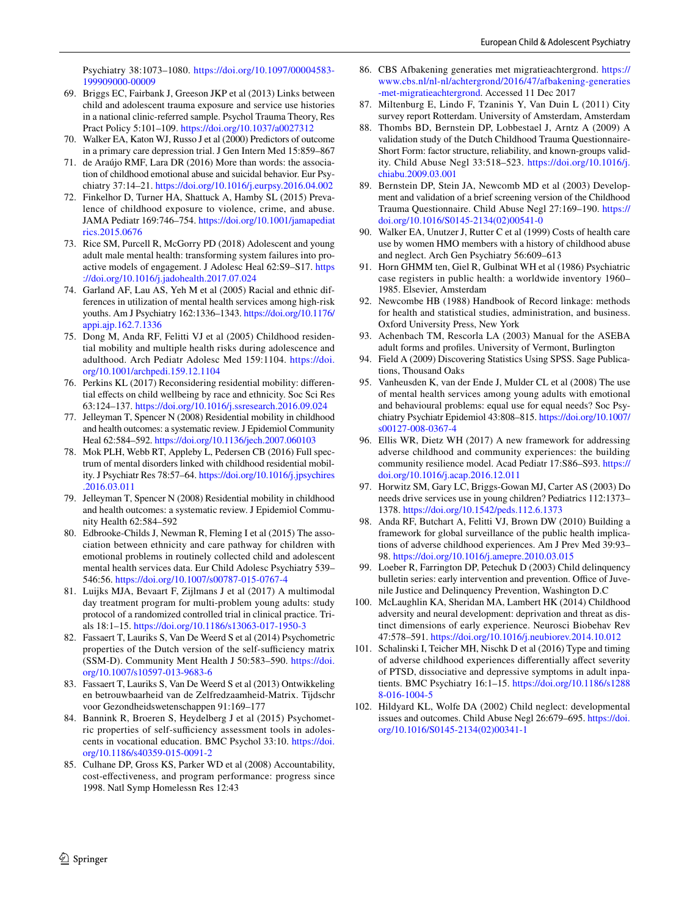Psychiatry 38:1073–1080. https://doi.org/10.1097/00004583-199909000-00009

69. Briggs EC, Fairbank J, Greeson JKP et al (2013) Links between child and adolescent trauma exposure and service use histories in a national clinic-referred sample. Psychol Trauma Theory, Res Pract Policy 5:101–109. https://doi.org/10.1037/a0027312
70. Walker EA, Katon WJ, Russo J et al (2000) Predictors of outcome in a primary care depression trial. J Gen Intern Med 15:859–867
71. de Araújo RMF, Lara DR (2016) More than words: the association of childhood emotional abuse and suicidal behavior. Eur Psychiatry 37:14–21. https://doi.org/10.1016/j.eurpsy.2016.04.002
72. Finkelhor D, Turner HA, Shattuck A, Hamby SL (2015) Prevalence of childhood exposure to violence, crime, and abuse. JAMA Pediatr 169:746–754. https://doi.org/10.1001/jamapediatrics.2015.0676
73. Rice SM, Purcell R, McGorry PD (2018) Adolescent and young adult male mental health: transforming system failures into proactive models of engagement. J Adolesc Heal 62:S9–S17. https://doi.org/10.1016/j.jadohealth.2017.07.024
74. Garland AF, Lau AS, Yeh M et al (2005) Racial and ethnic differences in utilization of mental health services among high-risk youths. Am J Psychiatry 162:1336–1343. https://doi.org/10.1176/appi.ajp.162.7.1336
75. Dong M, Anda RF, Felitti VJ et al (2005) Childhood residential mobility and multiple health risks during adolescence and adulthood. Arch Pediatr Adolesc Med 159:1104. https://doi.org/10.1001/archpedi.159.12.1104
76. Perkins KL (2017) Reconsidering residential mobility: differential effects on child wellbeing by race and ethnicity. Soc Sci Res 63:124–137. https://doi.org/10.1016/j.ssresearch.2016.09.024
77. Jelleyman T, Spencer N (2008) Residential mobility in childhood and health outcomes: a systematic review. J Epidemiol Community Heal 62:584–592. https://doi.org/10.1136/jech.2007.060103
78. Mok PLH, Webb RT, Appleby L, Pedersen CB (2016) Full spectrum of mental disorders linked with childhood residential mobility. J Psychiatr Res 78:57–64. https://doi.org/10.1016/j.jpsychires.2016.03.011
79. Jelleyman T, Spencer N (2008) Residential mobility in childhood and health outcomes: a systematic review. J Epidemiol Community Health 62:584–592
80. Edbrooke-Childs J, Newman R, Fleming I et al (2015) The association between ethnicity and care pathway for children with emotional problems in routinely collected child and adolescent mental health services data. Eur Child Adolesc Psychiatry 539–546:56. https://doi.org/10.1007/s00787-015-0767-4
81. Luijks MJA, Bevaart F, Zijlmans J et al (2017) A multimodal day treatment program for multi-problem young adults: study protocol of a randomized controlled trial in clinical practice. Trials 18:1–15. https://doi.org/10.1186/s13063-017-1950-3
82. Fassaert T, Lauriks S, Van De Weerd S et al (2014) Psychometric properties of the Dutch version of the self-sufficiency matrix (SSM-D). Community Ment Health J 50:583–590. https://doi.org/10.1007/s10597-013-9683-6
83. Fassaert T, Lauriks S, Van De Weerd S et al (2013) Ontwikkeling en betrouwbaarheid van de Zelfredzaamheid-Matrix. Tijdschr voor Gezondheidswetenschappen 91:169–177
84. Bannink R, Broeren S, Heydelberg J et al (2015) Psychometric properties of self-sufficiency assessment tools in adolescents in vocational education. BMC Psychol 33:10. https://doi.org/10.1186/s40359-015-0091-2
85. Culhane DP, Gross KS, Parker WD et al (2008) Accountability, cost-effectiveness, and program performance: progress since 1998. Natl Symp Homelessn Res 12:43
86. CBS Afbakening generaties met migratieachtergrond. https://www.cbs.nl/nl-nl/achtergrond/2016/47/afbakening-generaties-met-migratieachtergrond. Accessed 11 Dec 2017
87. Miltenburg E, Lindo F, Tzaninis Y, Van Duin L (2011) City survey report Rotterdam. University of Amsterdam, Amsterdam
88. Thombs BD, Bernstein DP, Lobbestael J, Arntz A (2009) A validation study of the Dutch Childhood Trauma Questionnaire-Short Form: factor structure, reliability, and known-groups validity. Child Abuse Negl 33:518–523. https://doi.org/10.1016/j.chiabu.2009.03.001
89. Bernstein DP, Stein JA, Newcomb MD et al (2003) Development and validation of a brief screening version of the Childhood Trauma Questionnaire. Child Abuse Negl 27:169–190. https://doi.org/10.1016/S0145-2134(02)00541-0
90. Walker EA, Unutzer J, Rutter C et al (1999) Costs of health care use by women HMO members with a history of childhood abuse and neglect. Arch Gen Psychiatry 56:609–613
91. Horn GHMM ten, Giel R, Gulbinat WH et al (1986) Psychiatric case registers in public health: a worldwide inventory 1960–1985. Elsevier, Amsterdam
92. Newcombe HB (1988) Handbook of Record linkage: methods for health and statistical studies, administration, and business. Oxford University Press, New York
93. Achenbach TM, Rescorla LA (2003) Manual for the ASEBA adult forms and profiles. University of Vermont, Burlington
94. Field A (2009) Discovering Statistics Using SPSS. Sage Publications, Thousand Oaks
95. Vanheusden K, van der Ende J, Mulder CL et al (2008) The use of mental health services among young adults with emotional and behavioural problems: equal use for equal needs? Soc Psychiatry Psychiatr Epidemiol 43:808–815. https://doi.org/10.1007/s00127-008-0367-4
96. Ellis WR, Dietz WH (2017) A new framework for addressing adverse childhood and community experiences: the building community resilience model. Acad Pediatr 17:S86–S93. https://doi.org/10.1016/j.acap.2016.12.011
97. Horwitz SM, Gary LC, Briggs-Gowan MJ, Carter AS (2003) Do needs drive services use in young children? Pediatrics 112:1373–1378. https://doi.org/10.1542/peds.112.6.1373
98. Anda RF, Butchart A, Felitti VJ, Brown DW (2010) Building a framework for global surveillance of the public health implications of adverse childhood experiences. Am J Prev Med 39:93–98. https://doi.org/10.1016/j.amepre.2010.03.015
99. Loeber R, Farrington DP, Petechuk D (2003) Child delinquency bulletin series: early intervention and prevention. Office of Juvenile Justice and Delinquency Prevention, Washington D.C
100. McLaughlin KA, Sheridan MA, Lambert HK (2014) Childhood adversity and neural development: deprivation and threat as distinct dimensions of early experience. Neurosci Biobehav Rev 47:578–591. https://doi.org/10.1016/j.neubiorev.2014.10.012
101. Schalinski I, Teicher MH, Nischk D et al (2016) Type and timing of adverse childhood experiences differentially affect severity of PTSD, dissociative and depressive symptoms in adult inpatients. BMC Psychiatry 16:1–15. https://doi.org/10.1186/s12888-016-1004-5
102. Hildyard KL, Wolfe DA (2002) Child neglect: developmental issues and outcomes. Child Abuse Negl 26:679–695. https://doi.org/10.1016/S0145-2134(02)00341-1